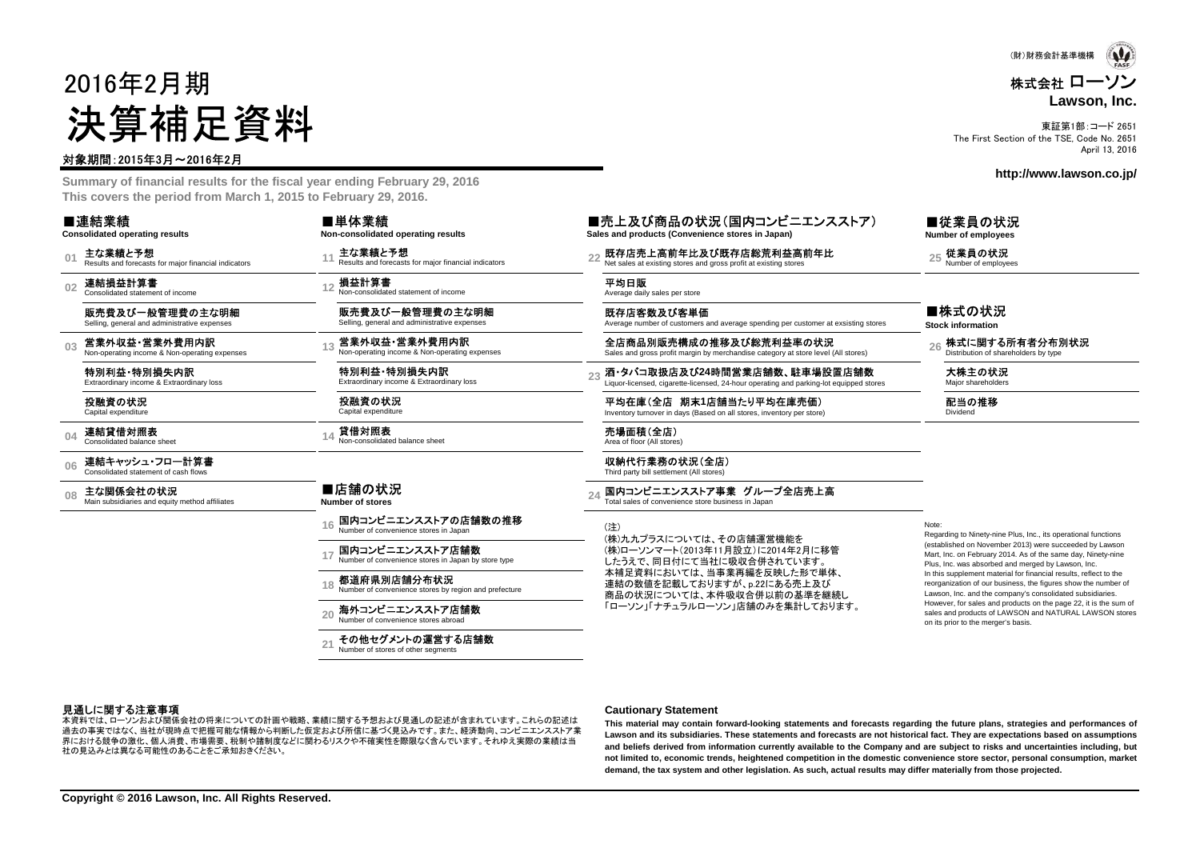(財)財務会計基準機構

株式会社 ローソン
**Lawson, Inc.**

東証第1部:コード 2651
The First Section of the TSE, Code No. 2651
April 13, 2016

**http://www.lawson.co.jp/**

# 2016年2月期
# 決算補足資料

対象期間:2015年3月～2016年2月

**Summary of financial results for the fiscal year ending February 29, 2016**
**This covers the period from March 1, 2015 to February 29, 2016.**

## ■連結業績
**Consolidated operating results**

- 01 主な業績と予想 / Results and forecasts for major financial indicators
- 02 連結損益計算書 / Consolidated statement of income
  - 販売費及び一般管理費の主な明細 / Selling, general and administrative expenses
- 03 営業外収益・営業外費用内訳 / Non-operating income & Non-operating expenses
  - 特別利益・特別損失内訳 / Extraordinary income & Extraordinary loss
  - 投融資の状況 / Capital expenditure
- 04 連結貸借対照表 / Consolidated balance sheet
- 06 連結キャッシュ・フロー計算書 / Consolidated statement of cash flows
- 08 主な関係会社の状況 / Main subsidiaries and equity method affiliates

## ■単体業績
**Non-consolidated operating results**

- 11 主な業績と予想 / Results and forecasts for major financial indicators
- 12 損益計算書 / Non-consolidated statement of income
  - 販売費及び一般管理費の主な明細 / Selling, general and administrative expenses
- 13 営業外収益・営業外費用内訳 / Non-operating income & Non-operating expenses
  - 特別利益・特別損失内訳 / Extraordinary income & Extraordinary loss
  - 投融資の状況 / Capital expenditure
- 14 貸借対照表 / Non-consolidated balance sheet

## ■店舗の状況
**Number of stores**

- 16 国内コンビニエンスストアの店舗数の推移 / Number of convenience stores in Japan
- 17 国内コンビニエンスストア店舗数 / Number of convenience stores in Japan by store type
- 18 都道府県別店舗分布状況 / Number of convenience stores by region and prefecture
- 20 海外コンビニエンスストア店舗数 / Number of convenience stores abroad
- 21 その他セグメントの運営する店舗数 / Number of stores of other segments

## ■売上及び商品の状況(国内コンビニエンスストア)
**Sales and products (Convenience stores in Japan)**

- 22 既存店売上高前年比及び既存店総荒利益高前年比 / Net sales at existing stores and gross profit at existing stores
  - 平均日販 / Average daily sales per store
  - 既存店客数及び客単価 / Average number of customers and average spending per customer at exsisting stores
  - 全店商品別販売構成の推移及び総荒利益率の状況 / Sales and gross profit margin by merchandise category at store level (All stores)
- 23 酒・タバコ取扱店及び24時間営業店舗数、駐車場設置店舗数 / Liquor-licensed, cigarette-licensed, 24-hour operating and parking-lot equipped stores
  - 平均在庫(全店 期末1店舗当たり平均在庫売価) / Inventory turnover in days (Based on all stores, inventory per store)
  - 売場面積(全店) / Area of floor (All stores)
  - 収納代行業務の状況(全店) / Third party bill settlement (All stores)
- 24 国内コンビニエンスストア事業 グループ全店売上高 / Total sales of convenience store business in Japan

(注)
(株)九九プラスについては、その店舗運営機能を(株)ローソンマート(2013年11月設立)に2014年2月に移管したうえで、同日付にて当社に吸収合併されています。
本補足資料においては、当事業再編を反映した形で単体、連結の数値を記載しておりますが、p.22にある売上及び商品の状況については、本件吸収合併以前の基準を継続し「ローソン」「ナチュラルローソン」店舗のみを集計しております。

## ■従業員の状況
**Number of employees**

- 25 従業員の状況 / Number of employees

## ■株式の状況
**Stock information**

- 26 株式に関する所有者分布別状況 / Distribution of shareholders by type
  - 大株主の状況 / Major shareholders
  - 配当の推移 / Dividend

Note:
Regarding to Ninety-nine Plus, Inc., its operational functions (established on November 2013) were succeeded by Lawson Mart, Inc. on February 2014. As of the same day, Ninety-nine Plus, Inc. was absorbed and merged by Lawson, Inc.
In this supplement material for financial results, reflect to the reorganization of our business, the figures show the number of Lawson, Inc. and the company's consolidated subsidiaries.
However, for sales and products on the page 22, it is the sum of sales and products of LAWSON and NATURAL LAWSON stores on its prior to the merger's basis.

### 見通しに関する注意事項

本資料では、ローソンおよび関係会社の将来についての計画や戦略、業績に関する予想および見通しの記述が含まれています。これらの記述は過去の事実ではなく、当社が現時点で把握可能な情報から判断した仮定および所信に基づく見込みです。また、経済動向、コンビニエンスストア業界における競争の激化、個人消費、市場需要、税制や諸制度などに関わるリスクや不確実性を際限なく含んでいます。それゆえ実際の業績は当社の見込みとは異なる可能性のあることをご承知おきください。

### Cautionary Statement

**This material may contain forward-looking statements and forecasts regarding the future plans, strategies and performances of Lawson and its subsidiaries. These statements and forecasts are not historical fact. They are expectations based on assumptions and beliefs derived from information currently available to the Company and are subject to risks and uncertainties including, but not limited to, economic trends, heightened competition in the domestic convenience store sector, personal consumption, market demand, the tax system and other legislation. As such, actual results may differ materially from those projected.**

**Copyright © 2016 Lawson, Inc. All Rights Reserved.**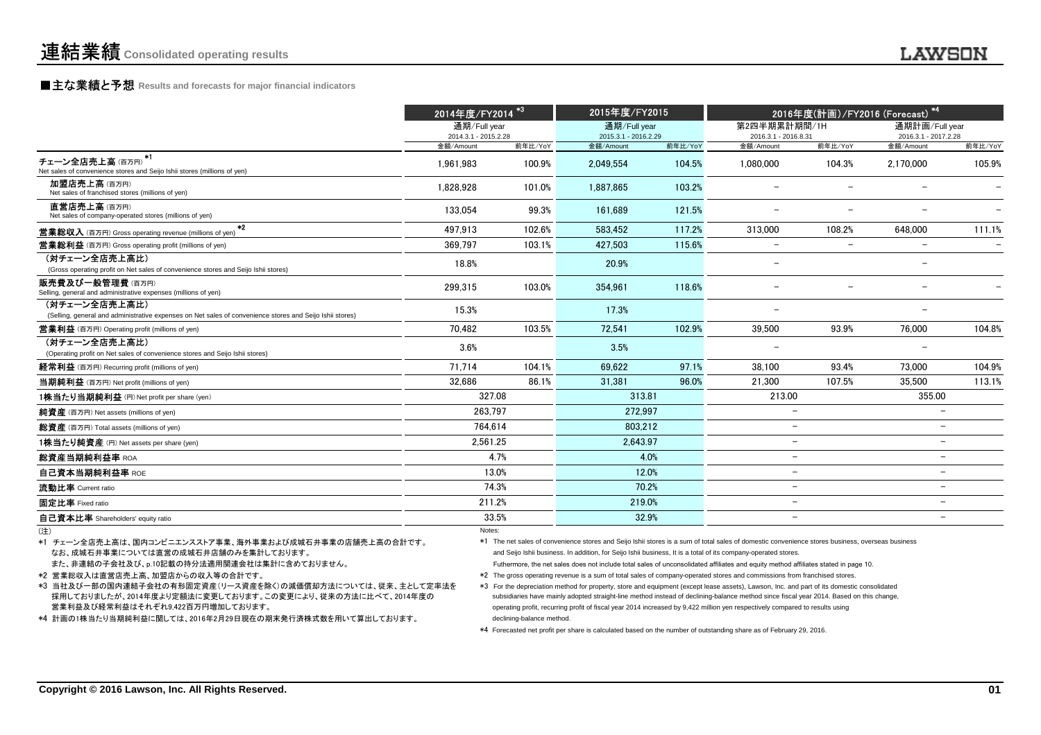# 連結業績 Consolidated operating results

## ■主な業績と予想 Results and forecasts for major financial indicators

| | 2014年度/FY2014 *3 | | 2015年度/FY2015 | | 2016年度(計画)/FY2016 (Forecast) *4 | | | |
|---|---|---|---|---|---|---|---|---|
| | 通期/Full year 2014.3.1 - 2015.2.28 | | 通期/Full year 2015.3.1 - 2016.2.29 | | 第2四半期累計期間/1H 2016.3.1 - 2016.8.31 | | 通期計画/Full year 2016.3.1 - 2017.2.28 | |
| | 金額/Amount | 前年比/YoY | 金額/Amount | 前年比/YoY | 金額/Amount | 前年比/YoY | 金額/Amount | 前年比/YoY |
| チェーン全店売上高 (百万円) *1 Net sales of convenience stores and Seijo Ishii stores (millions of yen) | 1,961,983 | 100.9% | 2,049,554 | 104.5% | 1,080,000 | 104.3% | 2,170,000 | 105.9% |
| 加盟店売上高 (百万円) Net sales of franchised stores (millions of yen) | 1,828,928 | 101.0% | 1,887,865 | 103.2% | − | − | − | − |
| 直営店売上高 (百万円) Net sales of company-operated stores (millions of yen) | 133,054 | 99.3% | 161,689 | 121.5% | − | − | − | − |
| 営業総収入 (百万円) Gross operating revenue (millions of yen) *2 | 497,913 | 102.6% | 583,452 | 117.2% | 313,000 | 108.2% | 648,000 | 111.1% |
| 営業総利益 (百万円) Gross operating profit (millions of yen) | 369,797 | 103.1% | 427,503 | 115.6% | − | − | − | − |
| (対チェーン全店売上高比) (Gross operating profit on Net sales of convenience stores and Seijo Ishii stores) | 18.8% | | 20.9% | | − | | − | |
| 販売費及び一般管理費 (百万円) Selling, general and administrative expenses (millions of yen) | 299,315 | 103.0% | 354,961 | 118.6% | − | − | − | − |
| (対チェーン全店売上高比) (Selling, general and administrative expenses on Net sales of convenience stores and Seijo Ishii stores) | 15.3% | | 17.3% | | − | | − | |
| 営業利益 (百万円) Operating profit (millions of yen) | 70,482 | 103.5% | 72,541 | 102.9% | 39,500 | 93.9% | 76,000 | 104.8% |
| (対チェーン全店売上高比) (Operating profit on Net sales of convenience stores and Seijo Ishii stores) | 3.6% | | 3.5% | | − | | − | |
| 経常利益 (百万円) Recurring profit (millions of yen) | 71,714 | 104.1% | 69,622 | 97.1% | 38,100 | 93.4% | 73,000 | 104.9% |
| 当期純利益 (百万円) Net profit (millions of yen) | 32,686 | 86.1% | 31,381 | 96.0% | 21,300 | 107.5% | 35,500 | 113.1% |
| 1株当たり当期純利益 (円) Net profit per share (yen) | 327.08 | | 313.81 | | 213.00 | | 355.00 | |
| 純資産 (百万円) Net assets (millions of yen) | 263,797 | | 272,997 | | − | | − | |
| 総資産 (百万円) Total assets (millions of yen) | 764,614 | | 803,212 | | − | | − | |
| 1株当たり純資産 (円) Net assets per share (yen) | 2,561.25 | | 2,643.97 | | − | | − | |
| 総資産当期純利益率 ROA | 4.7% | | 4.0% | | − | | − | |
| 自己資本当期純利益率 ROE | 13.0% | | 12.0% | | − | | − | |
| 流動比率 Current ratio | 74.3% | | 70.2% | | − | | − | |
| 固定比率 Fixed ratio | 211.2% | | 219.0% | | − | | − | |
| 自己資本比率 Shareholders' equity ratio | 33.5% | | 32.9% | | − | | − | |

(注)

*1 チェーン全店売上高は、国内コンビニエンスストア事業、海外事業および成城石井事業の店舗売上高の合計です。
なお、成城石井事業については直営の成城石井店舗のみを集計しております。
また、非連結の子会社及び、p.10記載の持分法適用関連会社は集計に含めておりません。

*2 営業総収入は直営店売上高、加盟店からの収入等の合計です。

*3 当社及び一部の国内連結子会社の有形固定資産(リース資産を除く)の減価償却方法については、従来、主として定率法を採用しておりましたが、2014年度より定額法に変更しております。この変更により、従来の方法に比べて、2014年度の営業利益及び経常利益はそれぞれ9,422百万円増加しております。

*4 計画の1株当たり当期純利益に関しては、2016年2月29日現在の期末発行済株式数を用いて算出しております。

Notes:

*1 The net sales of convenience stores and Seijo Ishii stores is a sum of total sales of domestic convenience stores business, overseas business and Seijo Ishii business. In addition, for Seijo Ishii business, It is a total of its company-operated stores.
Futhermore, the net sales does not include total sales of unconsolidated affiliates and equity method affiliates stated in page 10.

*2 The gross operating revenue is a sum of total sales of company-operated stores and commissions from franchised stores.

*3 For the depreciation method for property, store and equipment (except lease assets), Lawson, Inc. and part of its domestic consolidated subsidiaries have mainly adopted straight-line method instead of declining-balance method since fiscal year 2014. Based on this change, operating profit, recurring profit of fiscal year 2014 increased by 9,422 million yen respectively compared to results using declining-balance method.

*4 Forecasted net profit per share is calculated based on the number of outstanding share as of February 29, 2016.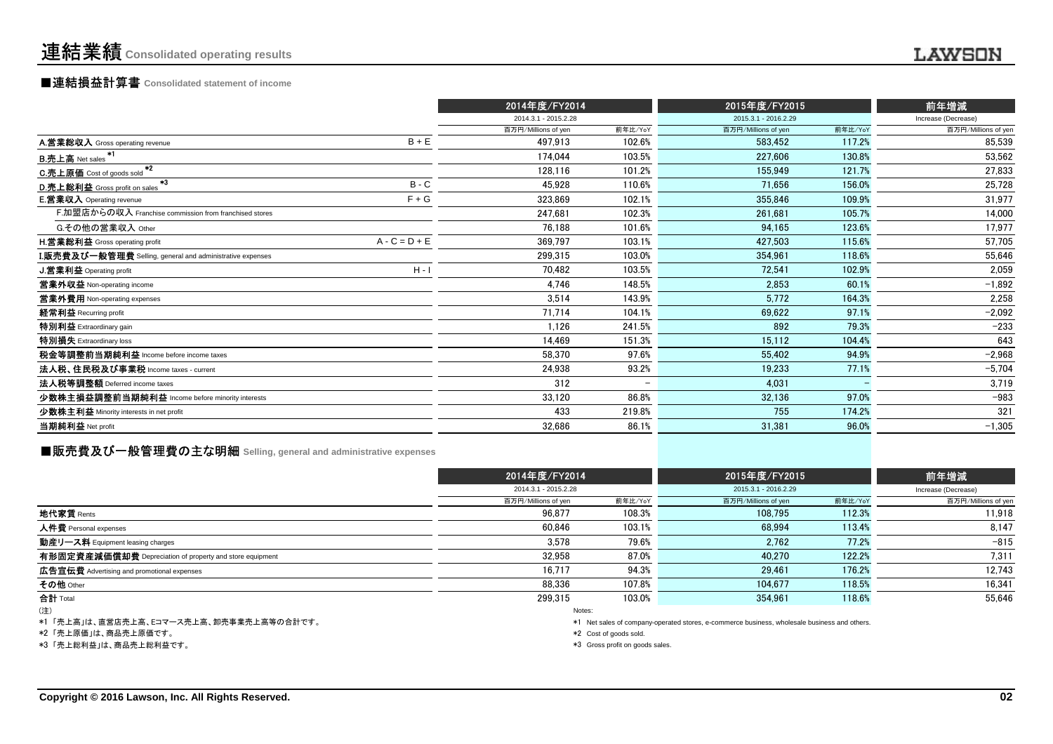# 連結業績 Consolidated operating results

## ■連結損益計算書 Consolidated statement of income

| | | 2014年度/FY2014 | | 2015年度/FY2015 | | 前年増減 |
|---|---|---|---|---|---|---|
| | | 2014.3.1 - 2015.2.28 | | 2015.3.1 - 2016.2.29 | | Increase (Decrease) |
| | | 百万円/Millions of yen | 前年比/YoY | 百万円/Millions of yen | 前年比/YoY | 百万円/Millions of yen |
| A.営業総収入 Gross operating revenue | B + E | 497,913 | 102.6% | 583,452 | 117.2% | 85,539 |
| B.売上高 Net sales *1 | | 174,044 | 103.5% | 227,606 | 130.8% | 53,562 |
| C.売上原価 Cost of goods sold *2 | | 128,116 | 101.2% | 155,949 | 121.7% | 27,833 |
| D.売上総利益 Gross profit on sales *3 | B - C | 45,928 | 110.6% | 71,656 | 156.0% | 25,728 |
| E.営業収入 Operating revenue | F + G | 323,869 | 102.1% | 355,846 | 109.9% | 31,977 |
| F.加盟店からの収入 Franchise commission from franchised stores | | 247,681 | 102.3% | 261,681 | 105.7% | 14,000 |
| G.その他の営業収入 Other | | 76,188 | 101.6% | 94,165 | 123.6% | 17,977 |
| H.営業総利益 Gross operating profit | A - C = D + E | 369,797 | 103.1% | 427,503 | 115.6% | 57,705 |
| I.販売費及び一般管理費 Selling, general and administrative expenses | | 299,315 | 103.0% | 354,961 | 118.6% | 55,646 |
| J.営業利益 Operating profit | H - I | 70,482 | 103.5% | 72,541 | 102.9% | 2,059 |
| 営業外収益 Non-operating income | | 4,746 | 148.5% | 2,853 | 60.1% | −1,892 |
| 営業外費用 Non-operating expenses | | 3,514 | 143.9% | 5,772 | 164.3% | 2,258 |
| 経常利益 Recurring profit | | 71,714 | 104.1% | 69,622 | 97.1% | −2,092 |
| 特別利益 Extraordinary gain | | 1,126 | 241.5% | 892 | 79.3% | −233 |
| 特別損失 Extraordinary loss | | 14,469 | 151.3% | 15,112 | 104.4% | 643 |
| 税金等調整前当期純利益 Income before income taxes | | 58,370 | 97.6% | 55,402 | 94.9% | −2,968 |
| 法人税、住民税及び事業税 Income taxes - current | | 24,938 | 93.2% | 19,233 | 77.1% | −5,704 |
| 法人税等調整額 Deferred income taxes | | 312 | − | 4,031 | − | 3,719 |
| 少数株主損益調整前当期純利益 Income before minority interests | | 33,120 | 86.8% | 32,136 | 97.0% | −983 |
| 少数株主利益 Minority interests in net profit | | 433 | 219.8% | 755 | 174.2% | 321 |
| 当期純利益 Net profit | | 32,686 | 86.1% | 31,381 | 96.0% | −1,305 |

## ■販売費及び一般管理費の主な明細 Selling, general and administrative expenses

| | 2014年度/FY2014 | | 2015年度/FY2015 | | 前年増減 |
|---|---|---|---|---|---|
| | 2014.3.1 - 2015.2.28 | | 2015.3.1 - 2016.2.29 | | Increase (Decrease) |
| | 百万円/Millions of yen | 前年比/YoY | 百万円/Millions of yen | 前年比/YoY | 百万円/Millions of yen |
| 地代家賃 Rents | 96,877 | 108.3% | 108,795 | 112.3% | 11,918 |
| 人件費 Personal expenses | 60,846 | 103.1% | 68,994 | 113.4% | 8,147 |
| 動産リース料 Equipment leasing charges | 3,578 | 79.6% | 2,762 | 77.2% | −815 |
| 有形固定資産減価償却費 Depreciation of property and store equipment | 32,958 | 87.0% | 40,270 | 122.2% | 7,311 |
| 広告宣伝費 Advertising and promotional expenses | 16,717 | 94.3% | 29,461 | 176.2% | 12,743 |
| その他 Other | 88,336 | 107.8% | 104,677 | 118.5% | 16,341 |
| 合計 Total | 299,315 | 103.0% | 354,961 | 118.6% | 55,646 |

(注)

*1 「売上高」は、直営店売上高、Eコマース売上高、卸売事業売上高等の合計です。

*2 「売上原価」は、商品売上原価です。

*3 「売上総利益」は、商品売上総利益です。

Notes:

*1 Net sales of company-operated stores, e-commerce business, wholesale business and others.

*2 Cost of goods sold.

*3 Gross profit on goods sales.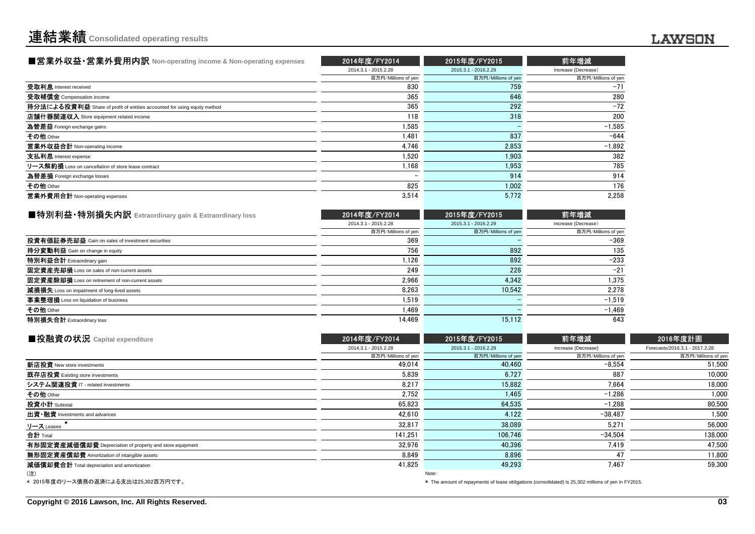# 連結業績 Consolidated operating results

## ■営業外収益・営業外費用内訳 Non-operating income & Non-operating expenses

| | 2014年度/FY2014 | 2015年度/FY2015 | 前年増減 |
|---|---|---|---|
| | 2014.3.1 - 2015.2.28 | 2015.3.1 - 2016.2.29 | Increase (Decrease) |
| | 百万円/Millions of yen | 百万円/Millions of yen | 百万円/Millions of yen |
| **受取利息** Interest received | 830 | 759 | -71 |
| **受取補償金** Compensation income | 365 | 646 | 280 |
| **持分法による投資利益** Share of profit of entities accounted for using equity method | 365 | 292 | -72 |
| **店舗什器関連収入** Store equipment related income | 118 | 318 | 200 |
| **為替差益** Foreign exchange gains | 1,585 | – | -1,585 |
| **その他** Other | 1,481 | 837 | -644 |
| **営業外収益合計** Non-operating income | 4,746 | 2,853 | -1,892 |
| **支払利息** Interest expense | 1,520 | 1,903 | 382 |
| **リース解約損** Loss on cancellation of store lease contract | 1,168 | 1,953 | 785 |
| **為替差損** Foreign exchange losses | – | 914 | 914 |
| **その他** Other | 825 | 1,002 | 176 |
| **営業外費用合計** Non-operating expenses | 3,514 | 5,772 | 2,258 |

## ■特別利益・特別損失内訳 Extraordinary gain & Extraordinary loss

| | 2014年度/FY2014 | 2015年度/FY2015 | 前年増減 |
|---|---|---|---|
| | 2014.3.1 - 2015.2.28 | 2015.3.1 - 2016.2.29 | Increase (Decrease) |
| | 百万円/Millions of yen | 百万円/Millions of yen | 百万円/Millions of yen |
| **投資有価証券売却益** Gain on sales of investment securities | 369 | – | -369 |
| **持分変動利益** Gain on change in equity | 756 | 892 | 135 |
| **特別利益合計** Extraordinary gain | 1,126 | 892 | -233 |
| **固定資産売却損** Loss on sales of non-current assets | 249 | 228 | -21 |
| **固定資産除却損** Loss on retirement of non-current assets | 2,966 | 4,342 | 1,375 |
| **減損損失** Loss on impairment of long-lived assets | 8,263 | 10,542 | 2,278 |
| **事業整理損** Loss on liquidation of business | 1,519 | – | -1,519 |
| **その他** Other | 1,469 | – | -1,469 |
| **特別損失合計** Extraordinary loss | 14,469 | 15,112 | 643 |

## ■投融資の状況 Capital expenditure

| | 2014年度/FY2014 | 2015年度/FY2015 | 前年増減 | 2016年度計画 |
|---|---|---|---|---|
| | 2014.3.1 - 2015.2.28 | 2015.3.1 - 2016.2.29 | Increase (Decrease) | Forecasts/2016.3.1 - 2017.2.28 |
| | 百万円/Millions of yen | 百万円/Millions of yen | 百万円/Millions of yen | 百万円/Millions of yen |
| **新店投資** New store investments | 49,014 | 40,460 | -8,554 | 51,500 |
| **既存店投資** Existing store investments | 5,839 | 6,727 | 887 | 10,000 |
| **システム関連投資** IT - related investments | 8,217 | 15,882 | 7,664 | 18,000 |
| **その他** Other | 2,752 | 1,465 | -1,286 | 1,000 |
| **投資小計** Subtotal | 65,823 | 64,535 | -1,288 | 80,500 |
| **出資・融資** Investments and advances | 42,610 | 4,122 | -38,487 | 1,500 |
| **リース** Leases * | 32,817 | 38,089 | 5,271 | 56,000 |
| **合計** Total | 141,251 | 106,746 | -34,504 | 138,000 |
| **有形固定資産減価償却費** Depreciation of property and store equipment | 32,976 | 40,396 | 7,419 | 47,500 |
| **無形固定資産償却費** Amortization of intangible assets | 8,849 | 8,896 | 47 | 11,800 |
| **減価償却費合計** Total depreciation and amortization | 41,825 | 49,293 | 7,467 | 59,300 |

(注)
* 2015年度のリース債務の返済による支出は25,302百万円です。

Note:
* The amount of repayments of lease obligations (consolidated) is 25,302 millions of yen in FY2015.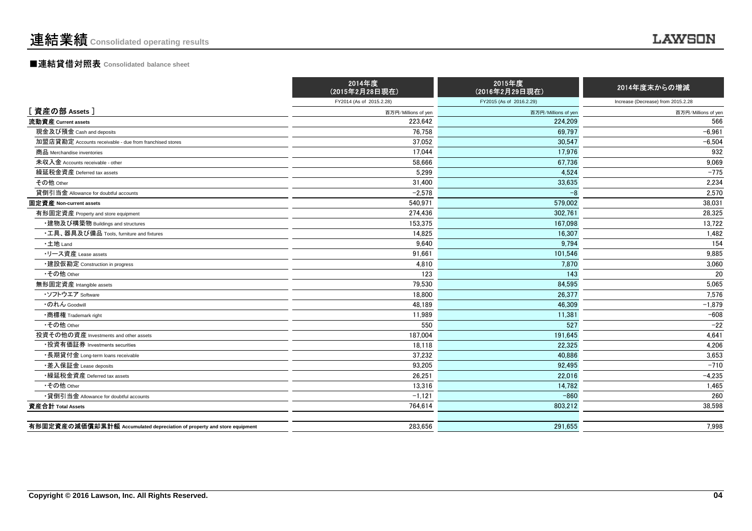# 連結業績 Consolidated operating results

## ■連結貸借対照表 Consolidated balance sheet

| | 2014年度<br>(2015年2月28日現在)<br>FY2014 (As of 2015.2.28) | 2015年度<br>(2016年2月29日現在)<br>FY2015 (As of 2016.2.29) | 2014年度末からの増減<br>Increase (Decrease) from 2015.2.28 |
|---|---|---|---|
| [ 資産の部 Assets ] | 百万円/Millions of yen | 百万円/Millions of yen | 百万円/Millions of yen |
| **流動資産 Current assets** | 223,642 | 224,209 | 566 |
| 現金及び預金 Cash and deposits | 76,758 | 69,797 | −6,961 |
| 加盟店貸勘定 Accounts receivable - due from franchised stores | 37,052 | 30,547 | −6,504 |
| 商品 Merchandise inventories | 17,044 | 17,976 | 932 |
| 未収入金 Accounts receivable - other | 58,666 | 67,736 | 9,069 |
| 繰延税金資産 Deferred tax assets | 5,299 | 4,524 | −775 |
| その他 Other | 31,400 | 33,635 | 2,234 |
| 貸倒引当金 Allowance for doubtful accounts | −2,578 | −8 | 2,570 |
| **固定資産 Non-current assets** | 540,971 | 579,002 | 38,031 |
| 有形固定資産 Property and store equipment | 274,436 | 302,761 | 28,325 |
| ・建物及び構築物 Buildings and structures | 153,375 | 167,098 | 13,722 |
| ・工具、器具及び備品 Tools, furniture and fixtures | 14,825 | 16,307 | 1,482 |
| ・土地 Land | 9,640 | 9,794 | 154 |
| ・リース資産 Lease assets | 91,661 | 101,546 | 9,885 |
| ・建設仮勘定 Construction in progress | 4,810 | 7,870 | 3,060 |
| ・その他 Other | 123 | 143 | 20 |
| 無形固定資産 Intangible assets | 79,530 | 84,595 | 5,065 |
| ・ソフトウエア Software | 18,800 | 26,377 | 7,576 |
| ・のれん Goodwill | 48,189 | 46,309 | −1,879 |
| ・商標権 Trademark right | 11,989 | 11,381 | −608 |
| ・その他 Other | 550 | 527 | −22 |
| 投資その他の資産 Investments and other assets | 187,004 | 191,645 | 4,641 |
| ・投資有価証券 Investments securities | 18,118 | 22,325 | 4,206 |
| ・長期貸付金 Long-term loans receivable | 37,232 | 40,886 | 3,653 |
| ・差入保証金 Lease deposits | 93,205 | 92,495 | −710 |
| ・繰延税金資産 Deferred tax assets | 26,251 | 22,016 | −4,235 |
| ・その他 Other | 13,316 | 14,782 | 1,465 |
| ・貸倒引当金 Allowance for doubtful accounts | −1,121 | −860 | 260 |
| **資産合計 Total Assets** | 764,614 | 803,212 | 38,598 |
| | | | |
| **有形固定資産の減価償却累計額 Accumulated depreciation of property and store equipment** | 283,656 | 291,655 | 7,998 |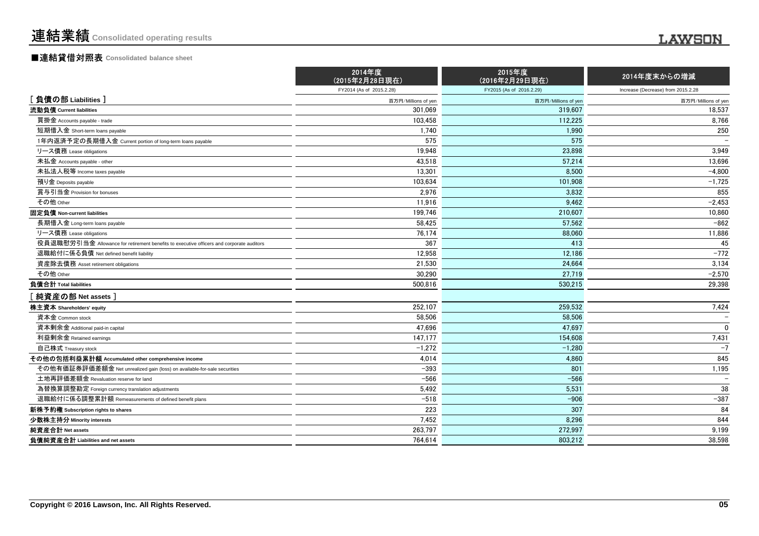# 連結業績 Consolidated operating results

## ■連結貸借対照表 Consolidated balance sheet

| | 2014年度<br>(2015年2月28日現在)<br>FY2014 (As of 2015.2.28) | 2015年度<br>(2016年2月29日現在)<br>FY2015 (As of 2016.2.29) | 2014年度末からの増減<br>Increase (Decrease) from 2015.2.28 |
|---|---|---|---|
| [ 負債の部 Liabilities ] | 百万円/Millions of yen | 百万円/Millions of yen | 百万円/Millions of yen |
| **流動負債 Current liabilities** | 301,069 | 319,607 | 18,537 |
| 買掛金 Accounts payable - trade | 103,458 | 112,225 | 8,766 |
| 短期借入金 Short-term loans payable | 1,740 | 1,990 | 250 |
| 1年内返済予定の長期借入金 Current portion of long-term loans payable | 575 | 575 | − |
| リース債務 Lease obligations | 19,948 | 23,898 | 3,949 |
| 未払金 Accounts payable - other | 43,518 | 57,214 | 13,696 |
| 未払法人税等 Income taxes payable | 13,301 | 8,500 | −4,800 |
| 預り金 Deposits payable | 103,634 | 101,908 | −1,725 |
| 賞与引当金 Provision for bonuses | 2,976 | 3,832 | 855 |
| その他 Other | 11,916 | 9,462 | −2,453 |
| **固定負債 Non-current liabilities** | 199,746 | 210,607 | 10,860 |
| 長期借入金 Long-term loans payable | 58,425 | 57,562 | −862 |
| リース債務 Lease obligations | 76,174 | 88,060 | 11,886 |
| 役員退職慰労引当金 Allowance for retirement benefits to executive officers and corporate auditors | 367 | 413 | 45 |
| 退職給付に係る負債 Net defined benefit liability | 12,958 | 12,186 | −772 |
| 資産除去債務 Asset retirement obligations | 21,530 | 24,664 | 3,134 |
| その他 Other | 30,290 | 27,719 | −2,570 |
| **負債合計 Total liabilities** | 500,816 | 530,215 | 29,398 |
| [ 純資産の部 Net assets ] | | | |
| **株主資本 Shareholders' equity** | 252,107 | 259,532 | 7,424 |
| 資本金 Common stock | 58,506 | 58,506 | − |
| 資本剰余金 Additional paid-in capital | 47,696 | 47,697 | 0 |
| 利益剰余金 Retained earnings | 147,177 | 154,608 | 7,431 |
| 自己株式 Treasury stock | −1,272 | −1,280 | −7 |
| **その他の包括利益累計額 Accumulated other comprehensive income** | 4,014 | 4,860 | 845 |
| その他有価証券評価差額金 Net unrealized gain (loss) on available-for-sale securities | −393 | 801 | 1,195 |
| 土地再評価差額金 Revaluation reserve for land | −566 | −566 | − |
| 為替換算調整勘定 Foreign currency translation adjustments | 5,492 | 5,531 | 38 |
| 退職給付に係る調整累計額 Remeasurements of defined benefit plans | −518 | −906 | −387 |
| **新株予約権 Subscription rights to shares** | 223 | 307 | 84 |
| **少数株主持分 Minority interests** | 7,452 | 8,296 | 844 |
| **純資産合計 Net assets** | 263,797 | 272,997 | 9,199 |
| **負債純資産合計 Liabilities and net assets** | 764,614 | 803,212 | 38,598 |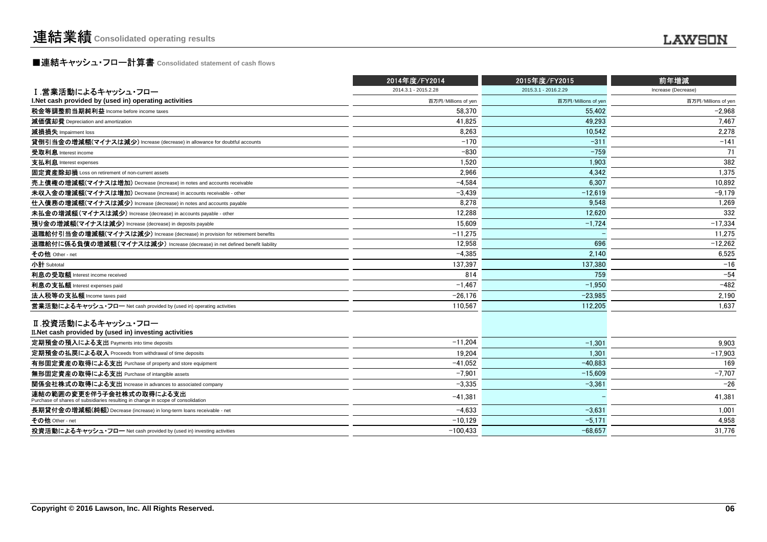# 連結業績 Consolidated operating results

## ■連結キャッシュ・フロー計算書 Consolidated statement of cash flows

| | 2014年度/FY2014 | 2015年度/FY2015 | 前年増減 |
|---|---|---|---|
| Ⅰ.営業活動によるキャッシュ・フロー | 2014.3.1 - 2015.2.28 | 2015.3.1 - 2016.2.29 | Increase (Decrease) |
| **I.Net cash provided by (used in) operating activities** | 百万円/Millions of yen | 百万円/Millions of yen | 百万円/Millions of yen |
| **税金等調整前当期純利益** Income before income taxes | 58,370 | 55,402 | −2,968 |
| **減価償却費** Depreciation and amortization | 41,825 | 49,293 | 7,467 |
| **減損損失** Impairment loss | 8,263 | 10,542 | 2,278 |
| **貸倒引当金の増減額(マイナスは減少)** Increase (decrease) in allowance for doubtful accounts | −170 | −311 | −141 |
| **受取利息** Interest income | −830 | −759 | 71 |
| **支払利息** Interest expenses | 1,520 | 1,903 | 382 |
| **固定資産除却損** Loss on retirement of non-current assets | 2,966 | 4,342 | 1,375 |
| **売上債権の増減額(マイナスは増加)** Decrease (increase) in notes and accounts receivable | −4,584 | 6,307 | 10,892 |
| **未収入金の増減額(マイナスは増加)** Decrease (increase) in accounts receivable - other | −3,439 | −12,619 | −9,179 |
| **仕入債務の増減額(マイナスは減少)** Increase (decrease) in notes and accounts payable | 8,278 | 9,548 | 1,269 |
| **未払金の増減額(マイナスは減少)** Increase (decrease) in accounts payable - other | 12,288 | 12,620 | 332 |
| **預り金の増減額(マイナスは減少)** Increase (decrease) in deposits payable | 15,609 | −1,724 | −17,334 |
| **退職給付引当金の増減額(マイナスは減少)** Increase (decrease) in provision for retirement benefits | −11,275 | − | 11,275 |
| **退職給付に係る負債の増減額(マイナスは減少)** Increase (decrease) in net defined benefit liability | 12,958 | 696 | −12,262 |
| **その他** Other - net | −4,385 | 2,140 | 6,525 |
| **小計** Subtotal | 137,397 | 137,380 | −16 |
| **利息の受取額** Interest income received | 814 | 759 | −54 |
| **利息の支払額** Interest expenses paid | −1,467 | −1,950 | −482 |
| **法人税等の支払額** Income taxes paid | −26,176 | −23,985 | 2,190 |
| **営業活動によるキャッシュ・フロー** Net cash provided by (used in) operating activities | 110,567 | 112,205 | 1,637 |
| Ⅱ.投資活動によるキャッシュ・フロー **II.Net cash provided by (used in) investing activities** | | | |
| **定期預金の預入による支出** Payments into time deposits | −11,204 | −1,301 | 9,903 |
| **定期預金の払戻による収入** Proceeds from withdrawal of time deposits | 19,204 | 1,301 | −17,903 |
| **有形固定資産の取得による支出** Purchase of property and store equipment | −41,052 | −40,883 | 169 |
| **無形固定資産の取得による支出** Purchase of intangible assets | −7,901 | −15,609 | −7,707 |
| **関係会社株式の取得による支出** Increase in advances to associated company | −3,335 | −3,361 | −26 |
| **連結の範囲の変更を伴う子会社株式の取得による支出** Purchase of shares of subsidiaries resulting in change in scope of consolidation | −41,381 | − | 41,381 |
| **長期貸付金の増減額(純額)** Decrease (increase) in long-term loans receivable - net | −4,633 | −3,631 | 1,001 |
| **その他** Other - net | −10,129 | −5,171 | 4,958 |
| **投資活動によるキャッシュ・フロー** Net cash provided by (used in) investing activities | −100,433 | −68,657 | 31,776 |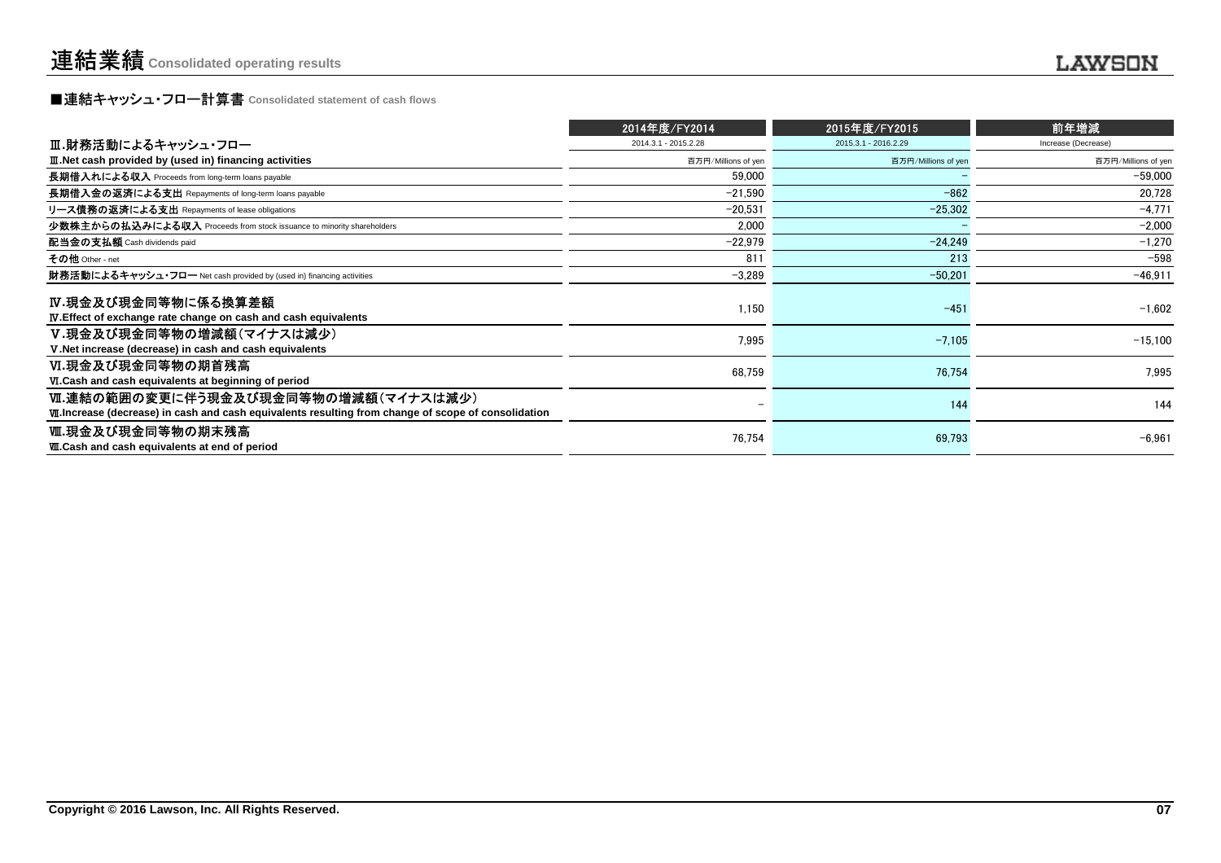# 連結業績 Consolidated operating results

## ■連結キャッシュ・フロー計算書 Consolidated statement of cash flows

| | 2014年度/FY2014 | 2015年度/FY2015 | 前年増減 |
|---|---|---|---|
| Ⅲ.財務活動によるキャッシュ・フロー | 2014.3.1 - 2015.2.28 | 2015.3.1 - 2016.2.29 | Increase (Decrease) |
| **Ⅲ.Net cash provided by (used in) financing activities** | 百万円/Millions of yen | 百万円/Millions of yen | 百万円/Millions of yen |
| **長期借入れによる収入** Proceeds from long-term loans payable | 59,000 | – | −59,000 |
| **長期借入金の返済による支出** Repayments of long-term loans payable | −21,590 | −862 | 20,728 |
| **リース債務の返済による支出** Repayments of lease obligations | −20,531 | −25,302 | −4,771 |
| **少数株主からの払込みによる収入** Proceeds from stock issuance to minority shareholders | 2,000 | – | −2,000 |
| **配当金の支払額** Cash dividends paid | −22,979 | −24,249 | −1,270 |
| **その他** Other - net | 811 | 213 | −598 |
| **財務活動によるキャッシュ・フロー** Net cash provided by (used in) financing activities | −3,289 | −50,201 | −46,911 |
| **Ⅳ.現金及び現金同等物に係る換算差額**<br>**Ⅳ.Effect of exchange rate change on cash and cash equivalents** | 1,150 | −451 | −1,602 |
| **Ⅴ.現金及び現金同等物の増減額(マイナスは減少)**<br>**Ⅴ.Net increase (decrease) in cash and cash equivalents** | 7,995 | −7,105 | −15,100 |
| **Ⅵ.現金及び現金同等物の期首残高**<br>**Ⅵ.Cash and cash equivalents at beginning of period** | 68,759 | 76,754 | 7,995 |
| **Ⅶ.連結の範囲の変更に伴う現金及び現金同等物の増減額(マイナスは減少)**<br>**Ⅶ.Increase (decrease) in cash and cash equivalents resulting from change of scope of consolidation** | – | 144 | 144 |
| **Ⅷ.現金及び現金同等物の期末残高**<br>**Ⅷ.Cash and cash equivalents at end of period** | 76,754 | 69,793 | −6,961 |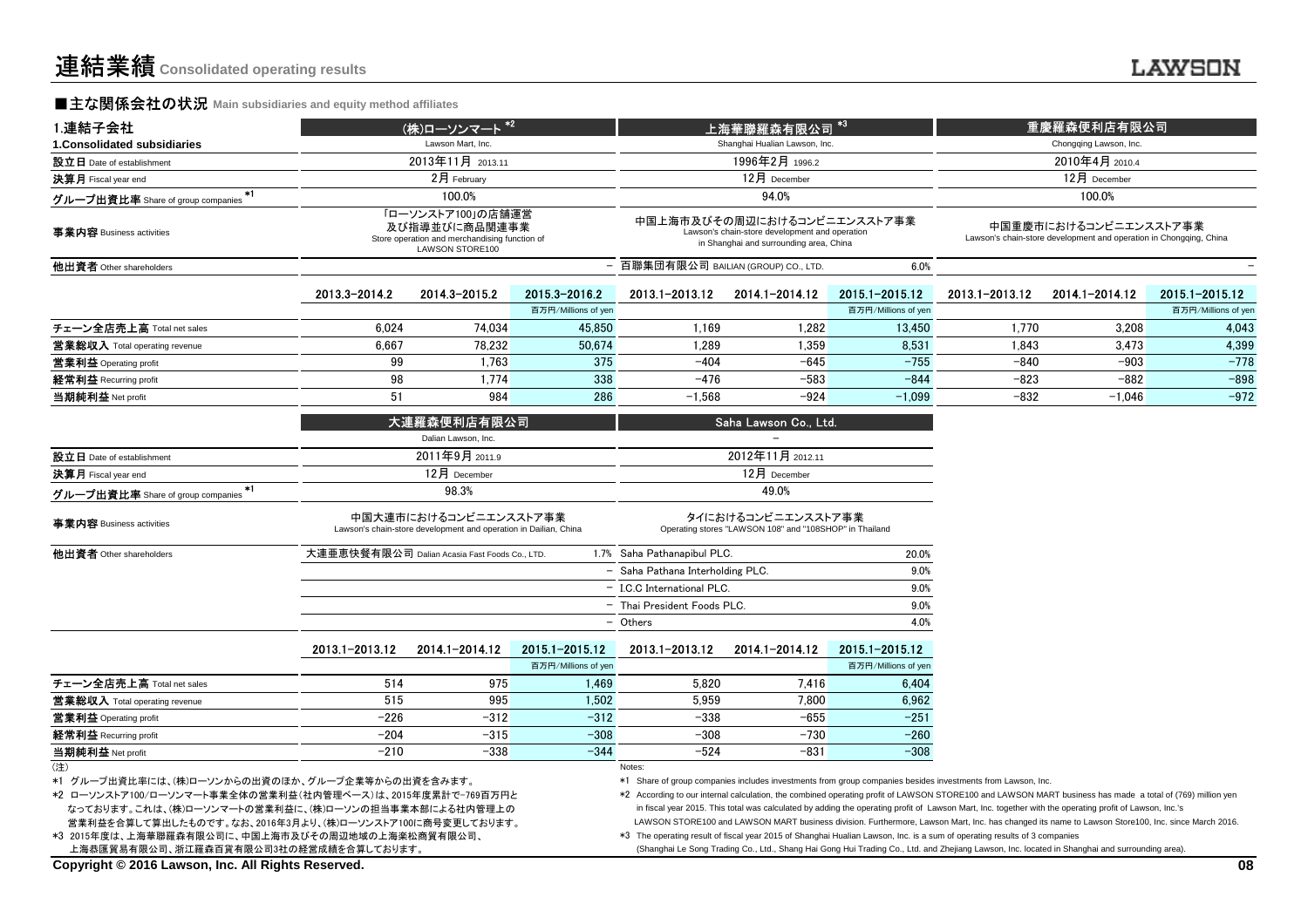# 連結業績 Consolidated operating results

## ■主な関係会社の状況 Main subsidiaries and equity method affiliates

| 1.連結子会社 1.Consolidated subsidiaries | (株)ローソンマート *2 Lawson Mart, Inc. | | | 上海華聯羅森有限公司 *3 Shanghai Hualian Lawson, Inc. | | | 重慶羅森便利店有限公司 Chongqing Lawson, Inc. | | |
|---|---|---|---|---|---|---|---|---|---|
| 設立日 Date of establishment | 2013年11月 2013.11 | | | 1996年2月 1996.2 | | | 2010年4月 2010.4 | | |
| 決算月 Fiscal year end | 2月 February | | | 12月 December | | | 12月 December | | |
| グループ出資比率 Share of group companies *1 | 100.0% | | | 94.0% | | | 100.0% | | |
| 事業内容 Business activities | 「ローソンストア100」の店舗運営及び指導並びに商品関連事業 Store operation and merchandising function of LAWSON STORE100 | | | 中国上海市及びその周辺におけるコンビニエンスストア事業 Lawson's chain-store development and operation in Shanghai and surrounding area, China | | | 中国重慶市におけるコンビニエンスストア事業 Lawson's chain-store development and operation in Chongqing, China | | |
| 他出資者 Other shareholders | – | | | 百聯集団有限公司 BAILIAN (GROUP) CO., LTD. | | 6.0% | – | | |
| | 2013.3–2014.2 | 2014.3–2015.2 | 2015.3–2016.2 | 2013.1–2013.12 | 2014.1–2014.12 | 2015.1–2015.12 | 2013.1–2013.12 | 2014.1–2014.12 | 2015.1–2015.12 |
| | | | 百万円/Millions of yen | | | 百万円/Millions of yen | | | 百万円/Millions of yen |
| チェーン全店売上高 Total net sales | 6,024 | 74,034 | 45,850 | 1,169 | 1,282 | 13,450 | 1,770 | 3,208 | 4,043 |
| 営業総収入 Total operating revenue | 6,667 | 78,232 | 50,674 | 1,289 | 1,359 | 8,531 | 1,843 | 3,473 | 4,399 |
| 営業利益 Operating profit | 99 | 1,763 | 375 | −404 | −645 | −755 | −840 | −903 | −778 |
| 経常利益 Recurring profit | 98 | 1,774 | 338 | −476 | −583 | −844 | −823 | −882 | −898 |
| 当期純利益 Net profit | 51 | 984 | 286 | −1,568 | −924 | −1,099 | −832 | −1,046 | −972 |

| | 大連羅森便利店有限公司 Dalian Lawson, Inc. | | | Saha Lawson Co., Ltd. – | | |
|---|---|---|---|---|---|---|
| 設立日 Date of establishment | 2011年9月 2011.9 | | | 2012年11月 2012.11 | | |
| 決算月 Fiscal year end | 12月 December | | | 12月 December | | |
| グループ出資比率 Share of group companies *1 | 98.3% | | | 49.0% | | |
| 事業内容 Business activities | 中国大連市におけるコンビニエンスストア事業 Lawson's chain-store development and operation in Dailian, China | | | タイにおけるコンビニエンスストア事業 Operating stores "LAWSON 108" and "108SHOP" in Thailand | | |
| 他出資者 Other shareholders | 大連亜恵快餐有限公司 Dalian Acasia Fast Foods Co., LTD. | | 1.7% | Saha Pathanapibul PLC. | | 20.0% |
| | | | – | Saha Pathana Interholding PLC. | | 9.0% |
| | | | – | I.C.C International PLC. | | 9.0% |
| | | | – | Thai President Foods PLC. | | 9.0% |
| | | | – | Others | | 4.0% |
| | 2013.1–2013.12 | 2014.1–2014.12 | 2015.1–2015.12 | 2013.1–2013.12 | 2014.1–2014.12 | 2015.1–2015.12 |
| | | | 百万円/Millions of yen | | | 百万円/Millions of yen |
| チェーン全店売上高 Total net sales | 514 | 975 | 1,469 | 5,820 | 7,416 | 6,404 |
| 営業総収入 Total operating revenue | 515 | 995 | 1,502 | 5,959 | 7,800 | 6,962 |
| 営業利益 Operating profit | −226 | −312 | −312 | −338 | −655 | −251 |
| 経常利益 Recurring profit | −204 | −315 | −308 | −308 | −730 | −260 |
| 当期純利益 Net profit | −210 | −338 | −344 | −524 | −831 | −308 |

（注）

*1 グループ出資比率には、(株)ローソンからの出資のほか、グループ企業等からの出資を含みます。

*2 ローソンストア100/ローソンマート事業全体の営業利益（社内管理ベース）は、2015年度累計で−769百万円となっております。これは、(株)ローソンマートの営業利益に、(株)ローソンの担当事業本部による社内管理上の営業利益を合算して算出したものです。なお、2016年3月より、(株)ローソンストア100に商号変更しております。

*3 2015年度は、上海華聯羅森有限公司に、中国上海市及びその周辺地域の上海楽松商貿有限公司、上海恭匯貿易有限公司、浙江羅森百貨有限公司3社の経営成績を合算しております。

Notes:

*1 Share of group companies includes investments from group companies besides investments from Lawson, Inc.

*2 According to our internal calculation, the combined operating profit of LAWSON STORE100 and LAWSON MART business has made a total of (769) million yen in fiscal year 2015. This total was calculated by adding the operating profit of Lawson Mart, Inc. together with the operating profit of Lawson, Inc.'s LAWSON STORE100 and LAWSON MART business division. Furthermore, Lawson Mart, Inc. has changed its name to Lawson Store100, Inc. since March 2016.

*3 The operating result of fiscal year 2015 of Shanghai Hualian Lawson, Inc. is a sum of operating results of 3 companies (Shanghai Le Song Trading Co., Ltd., Shang Hai Gong Hui Trading Co., Ltd. and Zhejiang Lawson, Inc. located in Shanghai and surrounding area).

Copyright © 2016 Lawson, Inc. All Rights Reserved.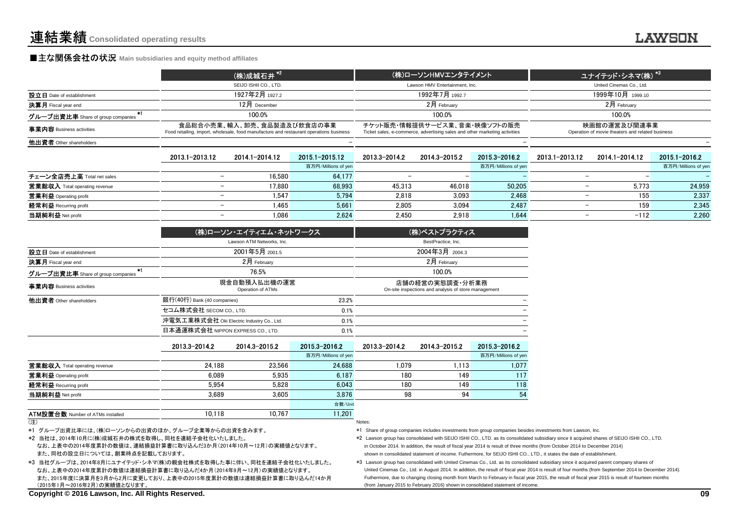# 連結業績 Consolidated operating results

## ■主な関係会社の状況 Main subsidiaries and equity method affiliates

| | (株)成城石井 *2 | | | (株)ローソンHMVエンタテイメント | | | ユナイテッド・シネマ(株) *3 | | |
|---|---|---|---|---|---|---|---|---|---|
| | SEIJO ISHII CO., LTD. | | | Lawson HMV Entertainment, Inc. | | | United Cinemas Co., Ltd. | | |
| 設立日 Date of establishment | 1927年2月 1927.2 | | | 1992年7月 1992.7 | | | 1999年10月 1999.10 | | |
| 決算月 Fiscal year end | 12月 December | | | 2月 February | | | 2月 February | | |
| グループ出資比率 Share of group companies *1 | 100.0% | | | 100.0% | | | 100.0% | | |
| 事業内容 Business activities | 食品総合小売業、輸入、卸売、食品製造及び飲食店の事業 Food retailing, import, wholesale, food manufacture and restaurant operations business | | | チケット販売・情報提供サービス業、音楽・映像ソフトの販売 Ticket sales, e-commerce, advertising sales and other marketing activities | | | 映画館の運営及び関連事業 Operation of movie theaters and related business | | |
| 他出資者 Other shareholders | | | – | | | – | | | – |
| | 2013.1–2013.12 | 2014.1–2014.12 | 2015.1–2015.12 | 2013.3–2014.2 | 2014.3–2015.2 | 2015.3–2016.2 | 2013.1–2013.12 | 2014.1–2014.12 | 2015.1–2016.2 |
| | | | 百万円/Millions of yen | | | 百万円/Millions of yen | | | 百万円/Millions of yen |
| チェーン全店売上高 Total net sales | – | 16,580 | 64,177 | – | – | – | – | – | – |
| 営業総収入 Total operating revenue | – | 17,880 | 68,993 | 45,313 | 46,018 | 50,205 | – | 5,773 | 24,959 |
| 営業利益 Operating profit | – | 1,547 | 5,794 | 2,818 | 3,093 | 2,468 | – | 155 | 2,337 |
| 経常利益 Recurring profit | – | 1,465 | 5,661 | 2,805 | 3,094 | 2,487 | – | 159 | 2,345 |
| 当期純利益 Net profit | – | 1,086 | 2,624 | 2,450 | 2,918 | 1,644 | – | -112 | 2,260 |

| | (株)ローソン・エイティエム・ネットワークス | | | (株)ベストプラクティス | | |
|---|---|---|---|---|---|---|
| | Lawson ATM Networks, Inc. | | | BestPractice, Inc. | | |
| 設立日 Date of establishment | 2001年5月 2001.5 | | | 2004年3月 2004.3 | | |
| 決算月 Fiscal year end | 2月 February | | | 2月 February | | |
| グループ出資比率 Share of group companies *1 | 76.5% | | | 100.0% | | |
| 事業内容 Business activities | 現金自動預入払出機の運営 Operation of ATMs | | | 店舗の経営の実態調査・分析業務 On-site inspections and analysis of store management | | |
| 他出資者 Other shareholders | 銀行(40行) Bank (40 companies) | | 23.2% | | | – |
| | セコム株式会社 SECOM CO., LTD. | | 0.1% | | | – |
| | 沖電気工業株式会社 Oki Electric Industry Co., Ltd. | | 0.1% | | | – |
| | 日本通運株式会社 NIPPON EXPRESS CO., LTD. | | 0.1% | | | – |
| | 2013.3–2014.2 | 2014.3–2015.2 | 2015.3–2016.2 | 2013.3–2014.2 | 2014.3–2015.2 | 2015.3–2016.2 |
| | | | 百万円/Millions of yen | | | 百万円/Millions of yen |
| 営業総収入 Total operating revenue | 24,188 | 23,566 | 24,688 | 1,079 | 1,113 | 1,077 |
| 営業利益 Operating profit | 6,089 | 5,935 | 6,187 | 180 | 149 | 117 |
| 経常利益 Recurring profit | 5,954 | 5,828 | 6,043 | 180 | 149 | 118 |
| 当期純利益 Net profit | 3,689 | 3,605 | 3,876 | 98 | 94 | 54 |
| | | | 台数/Unit | | | |
| ATM設置台数 Number of ATMs installed | 10,118 | 10,767 | 11,201 | | | |

(注)

*1 グループ出資比率には、(株)ローソンからの出資のほか、グループ企業等からの出資を含みます。

*2 当社は、2014年10月に(株)成城石井の株式を取得し、同社を連結子会社化いたしました。
なお、上表中の2014年度累計の数値は、連結損益計算書に取り込んだ3か月(2014年10月～12月)の実績値となります。
また、同社の設立日については、創業時点を記載しております。

*3 当社グループは、2014年8月にユナイテッド・シネマ(株)の親会社株式を取得した事に伴い、同社を連結子会社化いたしました。
なお、上表中の2014年度累計の数値は連結損益計算書に取り込んだ4か月(2014年9月～12月)の実績値となります。
また、2015年度に決算月を3月から2月に変更しており、上表中の2015年度累計の数値は連結損益計算書に取り込んだ14か月(2015年1月～2016年2月)の実績値となります。

Notes:

*1 Share of group companies includes investments from group companies besides investments from Lawson, Inc.

*2 Lawson group has consolidated with SEIJO ISHII CO., LTD. as its consolidated subsidiary since it acquired shares of SEIJO ISHII CO., LTD. in October 2014. In addition, the result of fiscal year 2014 is result of three months (from October 2014 to December 2014) shown in consolidated statement of income. Futhermore, for SEIJO ISHII CO., LTD., it states the date of establishment.

*3 Lawson group has consolidated with United Cinemas Co., Ltd. as its consolidated subsidiary since it acquired parent company shares of United Cinemas Co., Ltd. in August 2014. In addition, the result of fiscal year 2014 is result of four months (from September 2014 to December 2014). Futhermore, due to changing closing month from March to February in fiscal year 2015, the result of fiscal year 2015 is result of fourteen months (from January 2015 to February 2016) shown in consolidated statement of income.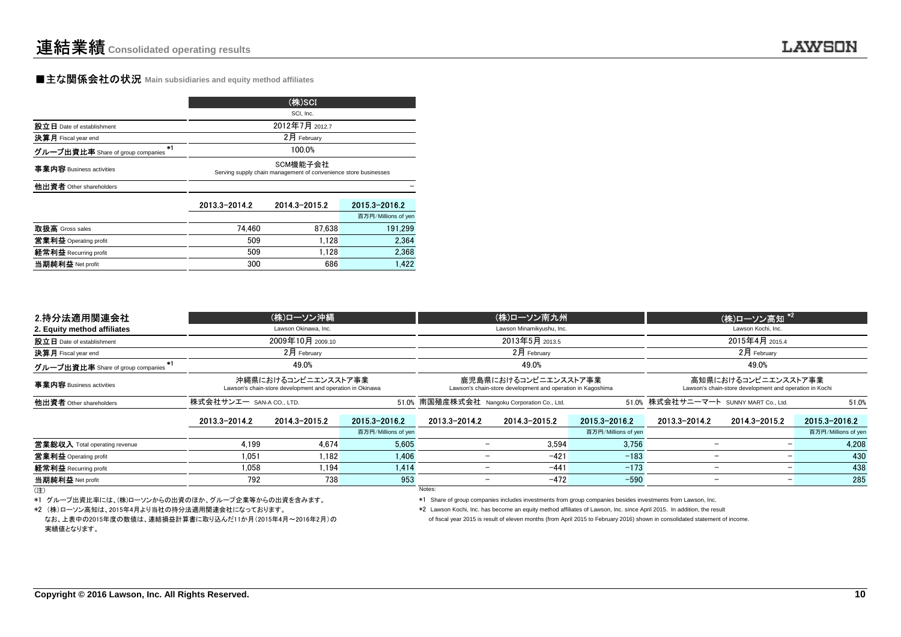# 連結業績 Consolidated operating results

## ■主な関係会社の状況 Main subsidiaries and equity method affiliates

| | (株)SCI<br>SCI, Inc. | | |
|---|---|---|---|
| 設立日 Date of establishment | 2012年7月 2012.7 | | |
| 決算月 Fiscal year end | 2月 February | | |
| グループ出資比率 Share of group companies *1 | 100.0% | | |
| 事業内容 Business activities | SCM機能子会社<br>Serving supply chain management of convenience store businesses | | |
| 他出資者 Other shareholders | | | – |
| | 2013.3−2014.2 | 2014.3−2015.2 | 2015.3−2016.2<br>百万円/Millions of yen |
| 取扱高 Gross sales | 74,460 | 87,638 | 191,299 |
| 営業利益 Operating profit | 509 | 1,128 | 2,364 |
| 経常利益 Recurring profit | 509 | 1,128 | 2,368 |
| 当期純利益 Net profit | 300 | 686 | 1,422 |

## 2.持分法適用関連会社 2. Equity method affiliates

| | (株)ローソン沖縄<br>Lawson Okinawa, Inc. | | | (株)ローソン南九州<br>Lawson Minamikyushu, Inc. | | | (株)ローソン高知 *2<br>Lawson Kochi, Inc. | | |
|---|---|---|---|---|---|---|---|---|---|
| 設立日 Date of establishment | 2009年10月 2009.10 | | | 2013年5月 2013.5 | | | 2015年4月 2015.4 | | |
| 決算月 Fiscal year end | 2月 February | | | 2月 February | | | 2月 February | | |
| グループ出資比率 Share of group companies *1 | 49.0% | | | 49.0% | | | 49.0% | | |
| 事業内容 Business activities | 沖縄県におけるコンビニエンスストア事業<br>Lawson's chain-store development and operation in Okinawa | | | 鹿児島県におけるコンビニエンスストア事業<br>Lawson's chain-store development and operation in Kagoshima | | | 高知県におけるコンビニエンスストア事業<br>Lawson's chain-store development and operation in Kochi | | |
| 他出資者 Other shareholders | 株式会社サンエー SAN-A CO., LTD. | | 51.0% | 南国殖産株式会社 Nangoku Corporation Co., Ltd. | | 51.0% | 株式会社サニーマート SUNNY MART Co., Ltd. | | 51.0% |
| | 2013.3−2014.2 | 2014.3−2015.2 | 2015.3−2016.2<br>百万円/Millions of yen | 2013.3−2014.2 | 2014.3−2015.2 | 2015.3−2016.2<br>百万円/Millions of yen | 2013.3−2014.2 | 2014.3−2015.2 | 2015.3−2016.2<br>百万円/Millions of yen |
| 営業総収入 Total operating revenue | 4,199 | 4,674 | 5,605 | – | 3,594 | 3,756 | – | – | 4,208 |
| 営業利益 Operating profit | 1,051 | 1,182 | 1,406 | – | −421 | −183 | – | – | 430 |
| 経常利益 Recurring profit | 1,058 | 1,194 | 1,414 | – | −441 | −173 | – | – | 438 |
| 当期純利益 Net profit | 792 | 738 | 953 | – | −472 | −590 | – | – | 285 |

(注)

*1 グループ出資比率には、(株)ローソンからの出資のほか、グループ企業等からの出資を含みます。

*2 (株)ローソン高知は、2015年4月より当社の持分法適用関連会社になっております。
なお、上表中の2015年度の数値は、連結損益計算書に取り込んだ11か月(2015年4月～2016年2月)の実績値となります。

Notes:

*1 Share of group companies includes investments from group companies besides investments from Lawson, Inc.

*2 Lawson Kochi, Inc. has become an equity method affiliates of Lawson, Inc. since April 2015. In addition, the result of fiscal year 2015 is result of eleven months (from April 2015 to February 2016) shown in consolidated statement of income.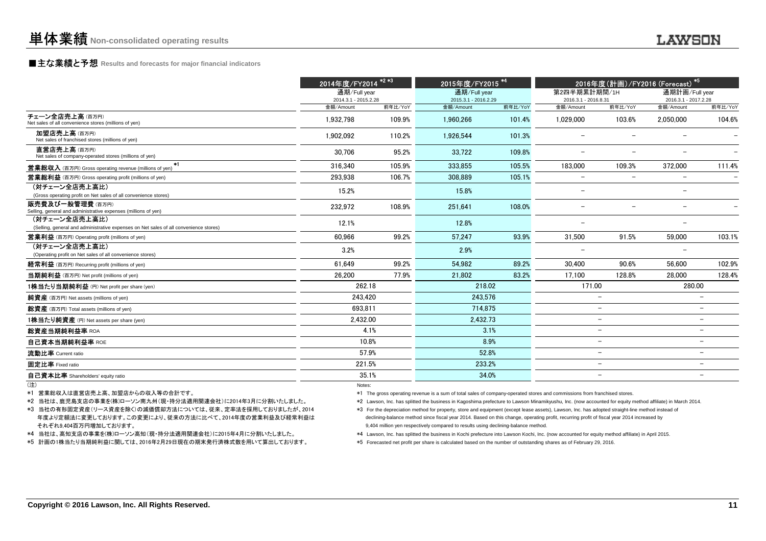# 単体業績 Non-consolidated operating results

## ■主な業績と予想 Results and forecasts for major financial indicators

| | 2014年度/FY2014 *2 *3 | | 2015年度/FY2015 *4 | | 2016年度(計画)/FY2016 (Forecast) *5 | | | |
|---|---|---|---|---|---|---|---|---|
| | 通期/Full year 2014.3.1 - 2015.2.28 | | 通期/Full year 2015.3.1 - 2016.2.29 | | 第2四半期累計期間/1H 2016.3.1 - 2016.8.31 | | 通期計画/Full year 2016.3.1 - 2017.2.28 | |
| | 金額/Amount | 前年比/YoY | 金額/Amount | 前年比/YoY | 金額/Amount | 前年比/YoY | 金額/Amount | 前年比/YoY |
| チェーン全店売上高 (百万円) Net sales of all convenience stores (millions of yen) | 1,932,798 | 109.9% | 1,960,266 | 101.4% | 1,029,000 | 103.6% | 2,050,000 | 104.6% |
| 加盟店売上高 (百万円) Net sales of franchised stores (millions of yen) | 1,902,092 | 110.2% | 1,926,544 | 101.3% | – | – | – | – |
| 直営店売上高 (百万円) Net sales of company-operated stores (millions of yen) | 30,706 | 95.2% | 33,722 | 109.8% | – | – | – | – |
| 営業総収入 (百万円) Gross operating revenue (millions of yen) *1 | 316,340 | 105.9% | 333,855 | 105.5% | 183,000 | 109.3% | 372,000 | 111.4% |
| 営業総利益 (百万円) Gross operating profit (millions of yen) | 293,938 | 106.7% | 308,889 | 105.1% | – | – | – | – |
| (対チェーン全店売上高比) (Gross operating profit on Net sales of all convenience stores) | 15.2% | | 15.8% | | – | | – | |
| 販売費及び一般管理費 (百万円) Selling, general and administrative expenses (millions of yen) | 232,972 | 108.9% | 251,641 | 108.0% | – | – | – | – |
| (対チェーン全店売上高比) (Selling, general and administrative expenses on Net sales of all convenience stores) | 12.1% | | 12.8% | | – | | – | |
| 営業利益 (百万円) Operating profit (millions of yen) | 60,966 | 99.2% | 57,247 | 93.9% | 31,500 | 91.5% | 59,000 | 103.1% |
| (対チェーン全店売上高比) (Operating profit on Net sales of all convenience stores) | 3.2% | | 2.9% | | – | | – | |
| 経常利益 (百万円) Recurring profit (millions of yen) | 61,649 | 99.2% | 54,982 | 89.2% | 30,400 | 90.6% | 56,600 | 102.9% |
| 当期純利益 (百万円) Net profit (millions of yen) | 26,200 | 77.9% | 21,802 | 83.2% | 17,100 | 128.8% | 28,000 | 128.4% |
| 1株当たり当期純利益 (円) Net profit per share (yen) | 262.18 | | 218.02 | | 171.00 | | 280.00 | |
| 純資産 (百万円) Net assets (millions of yen) | 243,420 | | 243,576 | | – | | – | |
| 総資産 (百万円) Total assets (millions of yen) | 693,811 | | 714,875 | | – | | – | |
| 1株当たり純資産 (円) Net assets per share (yen) | 2,432.00 | | 2,432.73 | | – | | – | |
| 総資産当期純利益率 ROA | 4.1% | | 3.1% | | – | | – | |
| 自己資本当期純利益率 ROE | 10.8% | | 8.9% | | – | | – | |
| 流動比率 Current ratio | 57.9% | | 52.8% | | – | | – | |
| 固定比率 Fixed ratio | 221.5% | | 233.2% | | – | | – | |
| 自己資本比率 Shareholders' equity ratio | 35.1% | | 34.0% | | – | | – | |

(注)

*1 営業総収入は直営店売上高、加盟店からの収入等の合計です。

*2 当社は、鹿児島支店の事業を(株)ローソン南九州(現・持分法適用関連会社)に2014年3月に分割いたしました。

*3 当社の有形固定資産(リース資産を除く)の減価償却方法については、従来、定率法を採用しておりましたが、2014年度より定額法に変更しております。この変更により、従来の方法に比べて、2014年度の営業利益及び経常利益はそれぞれ9,404百万円増加しております。

*4 当社は、高知支店の事業を(株)ローソン高知(現・持分法適用関連会社)に2015年4月に分割いたしました。

*5 計画の1株当たり当期純利益に関しては、2016年2月29日現在の期末発行済株式数を用いて算出しております。

Notes:

*1 The gross operating revenue is a sum of total sales of company-operated stores and commissions from franchised stores.

*2 Lawson, Inc. has splitted the business in Kagoshima prefecture to Lawson Minamikyushu, Inc. (now accounted for equity method affiliate) in March 2014.

*3 For the depreciation method for property, store and equipment (except lease assets), Lawson, Inc. has adopted straight-line method instead of declining-balance method since fiscal year 2014. Based on this change, operating profit, recurring profit of fiscal year 2014 increased by 9,404 million yen respectively compared to results using declining-balance method.

*4 Lawson, Inc. has splitted the business in Kochi prefecture into Lawson Kochi, Inc. (now accounted for equity method affiliate) in April 2015.

*5 Forecasted net profit per share is calculated based on the number of outstanding shares as of February 29, 2016.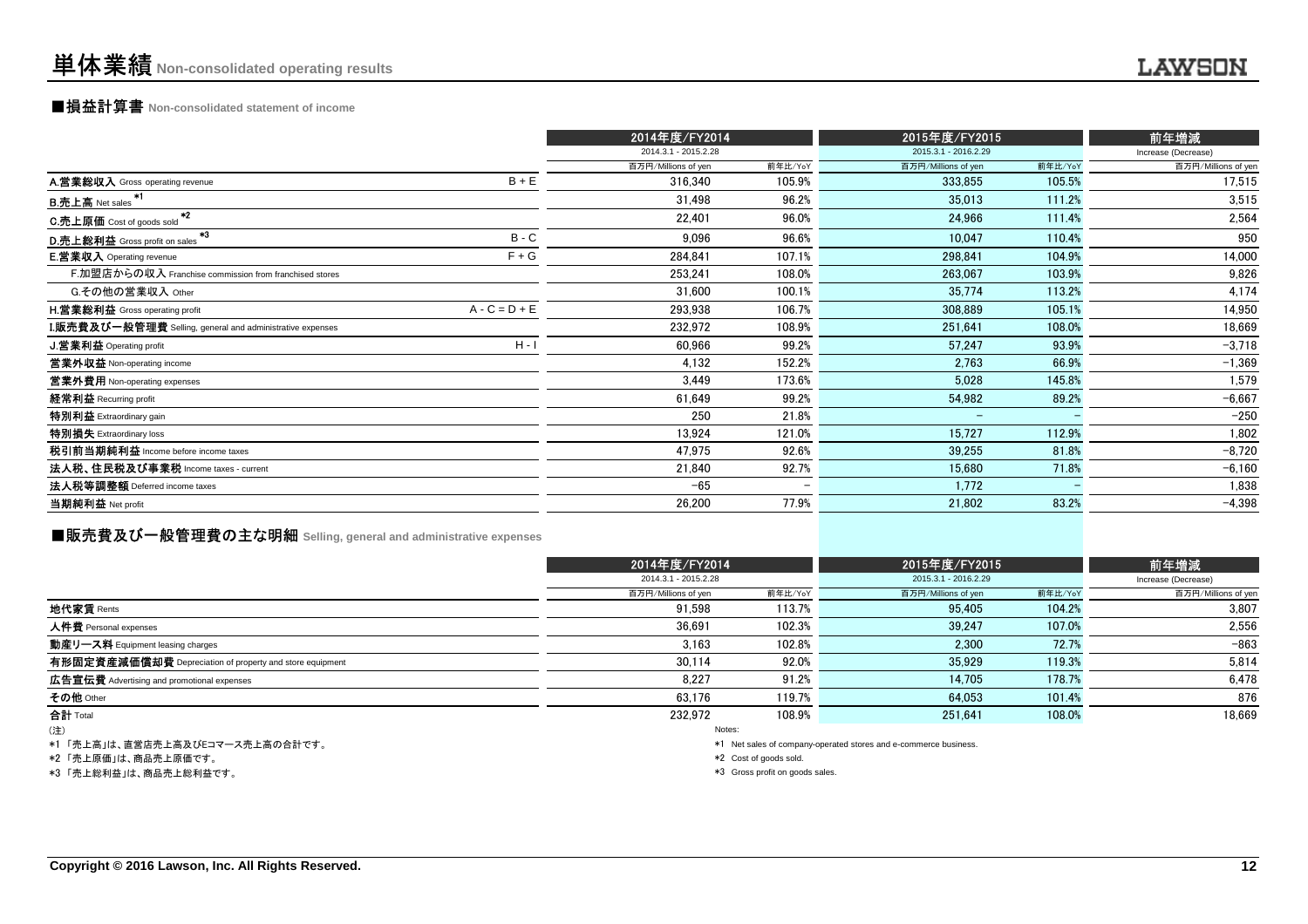# 単体業績 Non-consolidated operating results

## ■損益計算書 Non-consolidated statement of income

| | | 2014年度/FY2014 | | 2015年度/FY2015 | | 前年増減 |
|---|---|---|---|---|---|---|
| | | 2014.3.1 - 2015.2.28 | | 2015.3.1 - 2016.2.29 | | Increase (Decrease) |
| | | 百万円/Millions of yen | 前年比/YoY | 百万円/Millions of yen | 前年比/YoY | 百万円/Millions of yen |
| A.営業総収入 Gross operating revenue | B + E | 316,340 | 105.9% | 333,855 | 105.5% | 17,515 |
| B.売上高 Net sales *1 | | 31,498 | 96.2% | 35,013 | 111.2% | 3,515 |
| C.売上原価 Cost of goods sold *2 | | 22,401 | 96.0% | 24,966 | 111.4% | 2,564 |
| D.売上総利益 Gross profit on sales *3 | B - C | 9,096 | 96.6% | 10,047 | 110.4% | 950 |
| E.営業収入 Operating revenue | F + G | 284,841 | 107.1% | 298,841 | 104.9% | 14,000 |
| F.加盟店からの収入 Franchise commission from franchised stores | | 253,241 | 108.0% | 263,067 | 103.9% | 9,826 |
| G.その他の営業収入 Other | | 31,600 | 100.1% | 35,774 | 113.2% | 4,174 |
| H.営業総利益 Gross operating profit | A - C = D + E | 293,938 | 106.7% | 308,889 | 105.1% | 14,950 |
| I.販売費及び一般管理費 Selling, general and administrative expenses | | 232,972 | 108.9% | 251,641 | 108.0% | 18,669 |
| J.営業利益 Operating profit | H - I | 60,966 | 99.2% | 57,247 | 93.9% | -3,718 |
| 営業外収益 Non-operating income | | 4,132 | 152.2% | 2,763 | 66.9% | -1,369 |
| 営業外費用 Non-operating expenses | | 3,449 | 173.6% | 5,028 | 145.8% | 1,579 |
| 経常利益 Recurring profit | | 61,649 | 99.2% | 54,982 | 89.2% | -6,667 |
| 特別利益 Extraordinary gain | | 250 | 21.8% | - | - | -250 |
| 特別損失 Extraordinary loss | | 13,924 | 121.0% | 15,727 | 112.9% | 1,802 |
| 税引前当期純利益 Income before income taxes | | 47,975 | 92.6% | 39,255 | 81.8% | -8,720 |
| 法人税、住民税及び事業税 Income taxes - current | | 21,840 | 92.7% | 15,680 | 71.8% | -6,160 |
| 法人税等調整額 Deferred income taxes | | -65 | - | 1,772 | - | 1,838 |
| 当期純利益 Net profit | | 26,200 | 77.9% | 21,802 | 83.2% | -4,398 |

## ■販売費及び一般管理費の主な明細 Selling, general and administrative expenses

| | 2014年度/FY2014 | | 2015年度/FY2015 | | 前年増減 |
|---|---|---|---|---|---|
| | 2014.3.1 - 2015.2.28 | | 2015.3.1 - 2016.2.29 | | Increase (Decrease) |
| | 百万円/Millions of yen | 前年比/YoY | 百万円/Millions of yen | 前年比/YoY | 百万円/Millions of yen |
| 地代家賃 Rents | 91,598 | 113.7% | 95,405 | 104.2% | 3,807 |
| 人件費 Personal expenses | 36,691 | 102.3% | 39,247 | 107.0% | 2,556 |
| 動産リース料 Equipment leasing charges | 3,163 | 102.8% | 2,300 | 72.7% | -863 |
| 有形固定資産減価償却費 Depreciation of property and store equipment | 30,114 | 92.0% | 35,929 | 119.3% | 5,814 |
| 広告宣伝費 Advertising and promotional expenses | 8,227 | 91.2% | 14,705 | 178.7% | 6,478 |
| その他 Other | 63,176 | 119.7% | 64,053 | 101.4% | 876 |
| 合計 Total | 232,972 | 108.9% | 251,641 | 108.0% | 18,669 |

(注)

*1 「売上高」は、直営店売上高及びEコマース売上高の合計です。

*2 「売上原価」は、商品売上原価です。

*3 「売上総利益」は、商品売上総利益です。

Notes:

*1 Net sales of company-operated stores and e-commerce business.

*2 Cost of goods sold.

*3 Gross profit on goods sales.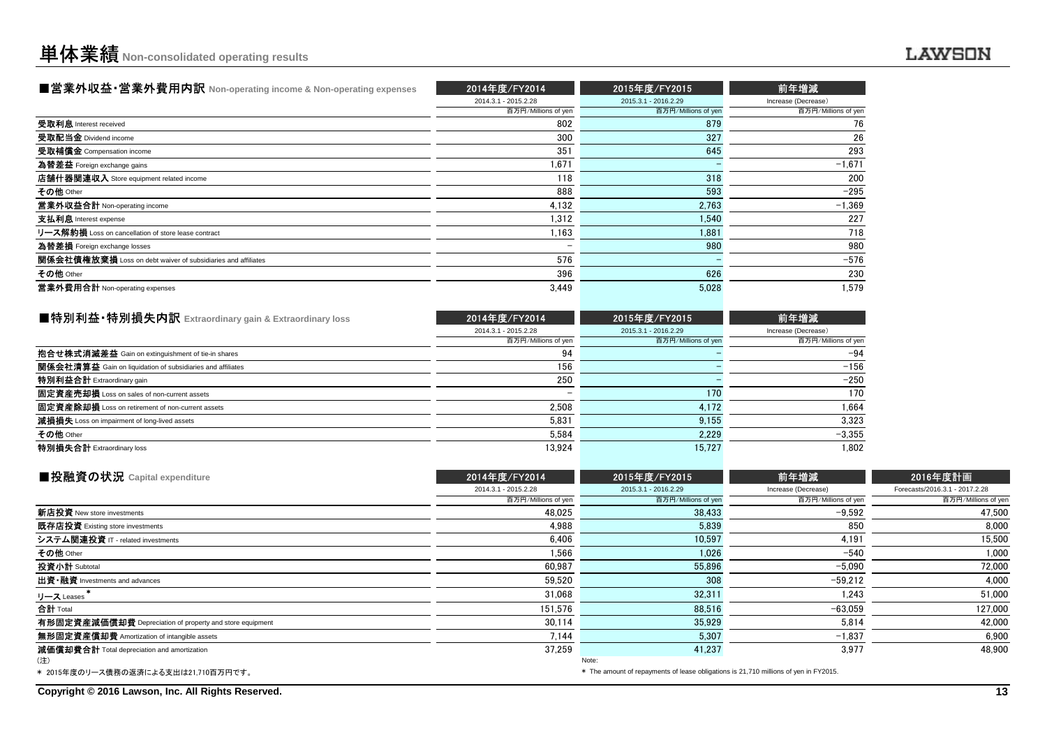# 単体業績 Non-consolidated operating results

## ■営業外収益・営業外費用内訳 Non-operating income & Non-operating expenses

| | 2014年度/FY2014 | 2015年度/FY2015 | 前年増減 |
|---|---|---|---|
| | 2014.3.1 - 2015.2.28 | 2015.3.1 - 2016.2.29 | Increase (Decrease) |
| | 百万円/Millions of yen | 百万円/Millions of yen | 百万円/Millions of yen |
| **受取利息** Interest received | 802 | 879 | 76 |
| **受取配当金** Dividend income | 300 | 327 | 26 |
| **受取補償金** Compensation income | 351 | 645 | 293 |
| **為替差益** Foreign exchange gains | 1,671 | – | −1,671 |
| **店舗什器関連収入** Store equipment related income | 118 | 318 | 200 |
| **その他** Other | 888 | 593 | −295 |
| **営業外収益合計** Non-operating income | 4,132 | 2,763 | −1,369 |
| **支払利息** Interest expense | 1,312 | 1,540 | 227 |
| **リース解約損** Loss on cancellation of store lease contract | 1,163 | 1,881 | 718 |
| **為替差損** Foreign exchange losses | – | 980 | 980 |
| **関係会社債権放棄損** Loss on debt waiver of subsidiaries and affiliates | 576 | – | −576 |
| **その他** Other | 396 | 626 | 230 |
| **営業外費用合計** Non-operating expenses | 3,449 | 5,028 | 1,579 |

## ■特別利益・特別損失内訳 Extraordinary gain & Extraordinary loss

| | 2014年度/FY2014 | 2015年度/FY2015 | 前年増減 |
|---|---|---|---|
| | 2014.3.1 - 2015.2.28 | 2015.3.1 - 2016.2.29 | Increase (Decrease) |
| | 百万円/Millions of yen | 百万円/Millions of yen | 百万円/Millions of yen |
| **抱合せ株式消滅差益** Gain on extinguishment of tie-in shares | 94 | – | −94 |
| **関係会社清算益** Gain on liquidation of subsidiaries and affiliates | 156 | – | −156 |
| **特別利益合計** Extraordinary gain | 250 | – | −250 |
| **固定資産売却損** Loss on sales of non-current assets | – | 170 | 170 |
| **固定資産除却損** Loss on retirement of non-current assets | 2,508 | 4,172 | 1,664 |
| **減損損失** Loss on impairment of long-lived assets | 5,831 | 9,155 | 3,323 |
| **その他** Other | 5,584 | 2,229 | −3,355 |
| **特別損失合計** Extraordinary loss | 13,924 | 15,727 | 1,802 |

## ■投融資の状況 Capital expenditure

| | 2014年度/FY2014 | 2015年度/FY2015 | 前年増減 | 2016年度計画 |
|---|---|---|---|---|
| | 2014.3.1 - 2015.2.28 | 2015.3.1 - 2016.2.29 | Increase (Decrease) | Forecasts/2016.3.1 - 2017.2.28 |
| | 百万円/Millions of yen | 百万円/Millions of yen | 百万円/Millions of yen | 百万円/Millions of yen |
| **新店投資** New store investments | 48,025 | 38,433 | −9,592 | 47,500 |
| **既存店投資** Existing store investments | 4,988 | 5,839 | 850 | 8,000 |
| **システム関連投資** IT - related investments | 6,406 | 10,597 | 4,191 | 15,500 |
| **その他** Other | 1,566 | 1,026 | −540 | 1,000 |
| **投資小計** Subtotal | 60,987 | 55,896 | −5,090 | 72,000 |
| **出資・融資** Investments and advances | 59,520 | 308 | −59,212 | 4,000 |
| **リース** Leases * | 31,068 | 32,311 | 1,243 | 51,000 |
| **合計** Total | 151,576 | 88,516 | −63,059 | 127,000 |
| **有形固定資産減価償却費** Depreciation of property and store equipment | 30,114 | 35,929 | 5,814 | 42,000 |
| **無形固定資産償却費** Amortization of intangible assets | 7,144 | 5,307 | −1,837 | 6,900 |
| **減価償却費合計** Total depreciation and amortization | 37,259 | 41,237 | 3,977 | 48,900 |

(注)
* 2015年度のリース債務の返済による支出は21,710百万円です。

Note:
* The amount of repayments of lease obligations is 21,710 millions of yen in FY2015.

Copyright © 2016 Lawson, Inc. All Rights Reserved.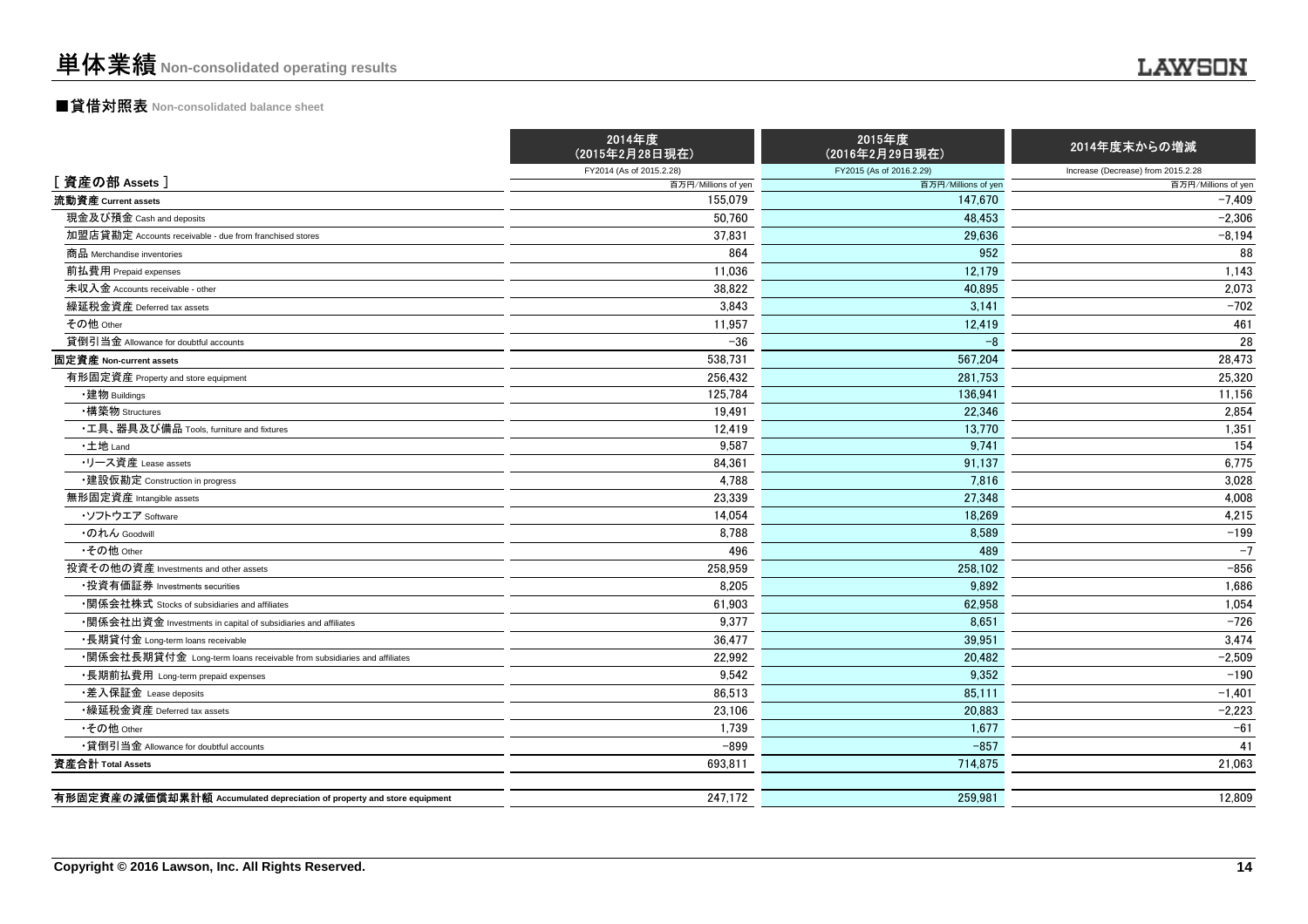# 単体業績 Non-consolidated operating results

## ■貸借対照表 Non-consolidated balance sheet

| | 2014年度（2015年2月28日現在） FY2014 (As of 2015.2.28) 百万円/Millions of yen | 2015年度（2016年2月29日現在） FY2015 (As of 2016.2.29) 百万円/Millions of yen | 2014年度末からの増減 Increase (Decrease) from 2015.2.28 百万円/Millions of yen |
|---|---|---|---|
| **［ 資産の部 Assets ］** | | | |
| **流動資産 Current assets** | 155,079 | 147,670 | -7,409 |
| 現金及び預金 Cash and deposits | 50,760 | 48,453 | -2,306 |
| 加盟店貸勘定 Accounts receivable - due from franchised stores | 37,831 | 29,636 | -8,194 |
| 商品 Merchandise inventories | 864 | 952 | 88 |
| 前払費用 Prepaid expenses | 11,036 | 12,179 | 1,143 |
| 未収入金 Accounts receivable - other | 38,822 | 40,895 | 2,073 |
| 繰延税金資産 Deferred tax assets | 3,843 | 3,141 | -702 |
| その他 Other | 11,957 | 12,419 | 461 |
| 貸倒引当金 Allowance for doubtful accounts | -36 | -8 | 28 |
| **固定資産 Non-current assets** | 538,731 | 567,204 | 28,473 |
| 有形固定資産 Property and store equipment | 256,432 | 281,753 | 25,320 |
| ・建物 Buildings | 125,784 | 136,941 | 11,156 |
| ・構築物 Structures | 19,491 | 22,346 | 2,854 |
| ・工具、器具及び備品 Tools, furniture and fixtures | 12,419 | 13,770 | 1,351 |
| ・土地 Land | 9,587 | 9,741 | 154 |
| ・リース資産 Lease assets | 84,361 | 91,137 | 6,775 |
| ・建設仮勘定 Construction in progress | 4,788 | 7,816 | 3,028 |
| 無形固定資産 Intangible assets | 23,339 | 27,348 | 4,008 |
| ・ソフトウエア Software | 14,054 | 18,269 | 4,215 |
| ・のれん Goodwill | 8,788 | 8,589 | -199 |
| ・その他 Other | 496 | 489 | -7 |
| 投資その他の資産 Investments and other assets | 258,959 | 258,102 | -856 |
| ・投資有価証券 Investments securities | 8,205 | 9,892 | 1,686 |
| ・関係会社株式 Stocks of subsidiaries and affiliates | 61,903 | 62,958 | 1,054 |
| ・関係会社出資金 Investments in capital of subsidiaries and affiliates | 9,377 | 8,651 | -726 |
| ・長期貸付金 Long-term loans receivable | 36,477 | 39,951 | 3,474 |
| ・関係会社長期貸付金 Long-term loans receivable from subsidiaries and affiliates | 22,992 | 20,482 | -2,509 |
| ・長期前払費用 Long-term prepaid expenses | 9,542 | 9,352 | -190 |
| ・差入保証金 Lease deposits | 86,513 | 85,111 | -1,401 |
| ・繰延税金資産 Deferred tax assets | 23,106 | 20,883 | -2,223 |
| ・その他 Other | 1,739 | 1,677 | -61 |
| ・貸倒引当金 Allowance for doubtful accounts | -899 | -857 | 41 |
| **資産合計 Total Assets** | 693,811 | 714,875 | 21,063 |
| | | | |
| **有形固定資産の減価償却累計額 Accumulated depreciation of property and store equipment** | 247,172 | 259,981 | 12,809 |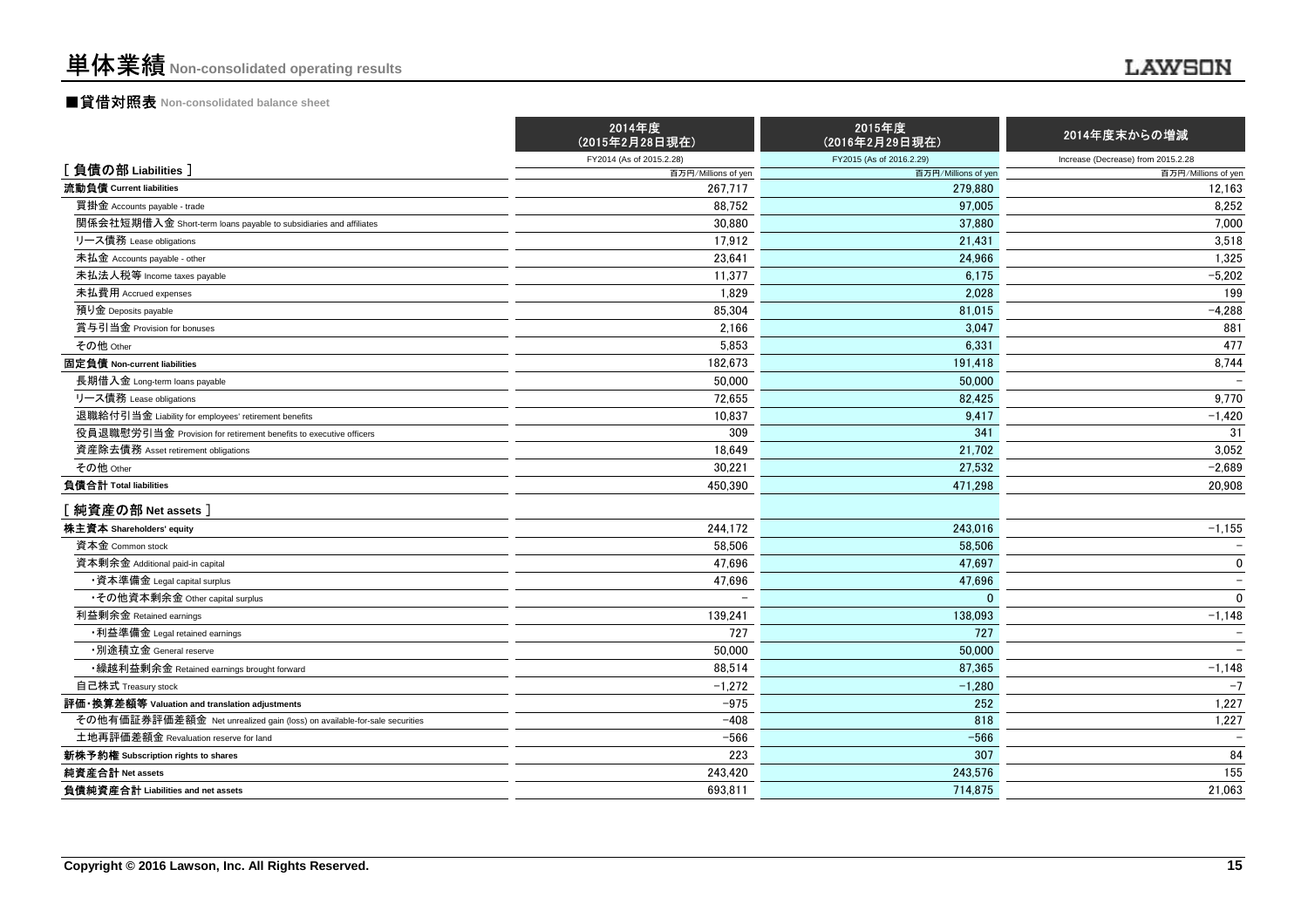# 単体業績 Non-consolidated operating results

## ■貸借対照表 Non-consolidated balance sheet

| | 2014年度<br>(2015年2月28日現在)<br>FY2014 (As of 2015.2.28) | 2015年度<br>(2016年2月29日現在)<br>FY2015 (As of 2016.2.29) | 2014年度末からの増減<br>Increase (Decrease) from 2015.2.28 |
|---|---|---|---|
| [ 負債の部 Liabilities ] | 百万円/Millions of yen | 百万円/Millions of yen | 百万円/Millions of yen |
| **流動負債 Current liabilities** | 267,717 | 279,880 | 12,163 |
| 買掛金 Accounts payable - trade | 88,752 | 97,005 | 8,252 |
| 関係会社短期借入金 Short-term loans payable to subsidiaries and affiliates | 30,880 | 37,880 | 7,000 |
| リース債務 Lease obligations | 17,912 | 21,431 | 3,518 |
| 未払金 Accounts payable - other | 23,641 | 24,966 | 1,325 |
| 未払法人税等 Income taxes payable | 11,377 | 6,175 | −5,202 |
| 未払費用 Accrued expenses | 1,829 | 2,028 | 199 |
| 預り金 Deposits payable | 85,304 | 81,015 | −4,288 |
| 賞与引当金 Provision for bonuses | 2,166 | 3,047 | 881 |
| その他 Other | 5,853 | 6,331 | 477 |
| **固定負債 Non-current liabilities** | 182,673 | 191,418 | 8,744 |
| 長期借入金 Long-term loans payable | 50,000 | 50,000 | − |
| リース債務 Lease obligations | 72,655 | 82,425 | 9,770 |
| 退職給付引当金 Liability for employees' retirement benefits | 10,837 | 9,417 | −1,420 |
| 役員退職慰労引当金 Provision for retirement benefits to executive officers | 309 | 341 | 31 |
| 資産除去債務 Asset retirement obligations | 18,649 | 21,702 | 3,052 |
| その他 Other | 30,221 | 27,532 | −2,689 |
| **負債合計 Total liabilities** | 450,390 | 471,298 | 20,908 |
| [ 純資産の部 Net assets ] | | | |
| **株主資本 Shareholders' equity** | 244,172 | 243,016 | −1,155 |
| 資本金 Common stock | 58,506 | 58,506 | − |
| 資本剰余金 Additional paid-in capital | 47,696 | 47,697 | 0 |
| ・資本準備金 Legal capital surplus | 47,696 | 47,696 | − |
| ・その他資本剰余金 Other capital surplus | − | 0 | 0 |
| 利益剰余金 Retained earnings | 139,241 | 138,093 | −1,148 |
| ・利益準備金 Legal retained earnings | 727 | 727 | − |
| ・別途積立金 General reserve | 50,000 | 50,000 | − |
| ・繰越利益剰余金 Retained earnings brought forward | 88,514 | 87,365 | −1,148 |
| 自己株式 Treasury stock | −1,272 | −1,280 | −7 |
| **評価・換算差額等 Valuation and translation adjustments** | −975 | 252 | 1,227 |
| その他有価証券評価差額金 Net unrealized gain (loss) on available-for-sale securities | −408 | 818 | 1,227 |
| 土地再評価差額金 Revaluation reserve for land | −566 | −566 | − |
| **新株予約権 Subscription rights to shares** | 223 | 307 | 84 |
| **純資産合計 Net assets** | 243,420 | 243,576 | 155 |
| **負債純資産合計 Liabilities and net assets** | 693,811 | 714,875 | 21,063 |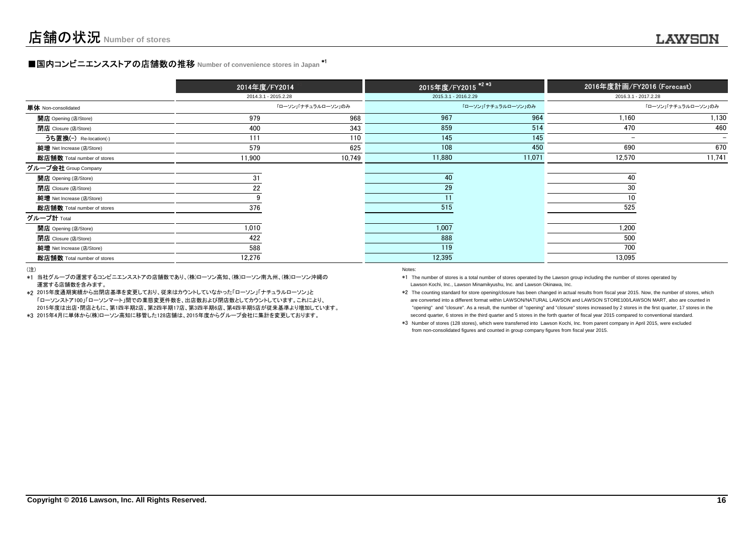# 店舗の状況 Number of stores

## ■国内コンビニエンスストアの店舗数の推移 Number of convenience stores in Japan *1

| | 2014年度/FY2014 | | 2015年度/FY2015 *2 *3 | | 2016年度計画/FY2016 (Forecast) | |
|---|---|---|---|---|---|---|
| | 2014.3.1 - 2015.2.28 | | 2015.3.1 - 2016.2.29 | | 2016.3.1 - 2017.2.28 | |
| **単体** Non-consolidated | | 「ローソン」「ナチュラルローソン」のみ | | 「ローソン」「ナチュラルローソン」のみ | | 「ローソン」「ナチュラルローソン」のみ |
| **開店** Opening (店/Store) | 979 | 968 | 967 | 964 | 1,160 | 1,130 |
| **閉店** Closure (店/Store) | 400 | 343 | 859 | 514 | 470 | 460 |
| **うち置換(-)** Re-location(-) | 111 | 110 | 145 | 145 | – | – |
| **純増** Net Increase (店/Store) | 579 | 625 | 108 | 450 | 690 | 670 |
| **総店舗数** Total number of stores | 11,900 | 10,749 | 11,880 | 11,071 | 12,570 | 11,741 |
| **グループ会社** Group Company | | | | | | |
| **開店** Opening (店/Store) | 31 | | 40 | | 40 | |
| **閉店** Closure (店/Store) | 22 | | 29 | | 30 | |
| **純増** Net Increase (店/Store) | 9 | | 11 | | 10 | |
| **総店舗数** Total number of stores | 376 | | 515 | | 525 | |
| **グループ計** Total | | | | | | |
| **開店** Opening (店/Store) | 1,010 | | 1,007 | | 1,200 | |
| **閉店** Closure (店/Store) | 422 | | 888 | | 500 | |
| **純増** Net Increase (店/Store) | 588 | | 119 | | 700 | |
| **総店舗数** Total number of stores | 12,276 | | 12,395 | | 13,095 | |

(注)

*1 当社グループの運営するコンビニエンスストアの店舗数であり、(株)ローソン高知、(株)ローソン南九州、(株)ローソン沖縄の運営する店舗数を含みます。

*2 2015年度通期実績から出閉店基準を変更しており、従来はカウントしていなかった「ローソン」「ナチュラルローソン」と「ローソンストア100」「ローソンマート」間での業態変更件数を、出店数および閉店数としてカウントしています。これにより、2015年度は出店・閉店ともに、第1四半期2店、第2四半期17店、第3四半期6店、第4四半期5店が従来基準より増加しています。

*3 2015年4月に単体から(株)ローソン高知に移管した128店舗は、2015年度からグループ会社に集計を変更しております。

Notes:

*1 The number of stores is a total number of stores operated by the Lawson group including the number of stores operated by Lawson Kochi, Inc., Lawson Minamikyushu, Inc. and Lawson Okinawa, Inc.

*2 The counting standard for store opening/closure has been changed in actual results from fiscal year 2015. Now, the number of stores, which are converted into a different format within LAWSON/NATURAL LAWSON and LAWSON STORE100/LAWSON MART, also are counted in "opening" and "closure". As a result, the number of "opening" and "closure" stores increased by 2 stores in the first quarter, 17 stores in the second quarter, 6 stores in the third quarter and 5 stores in the forth quarter of fiscal year 2015 compared to conventional standard.

*3 Number of stores (128 stores), which were transferred into Lawson Kochi, Inc. from parent company in April 2015, were excluded from non-consolidated figures and counted in group company figures from fiscal year 2015.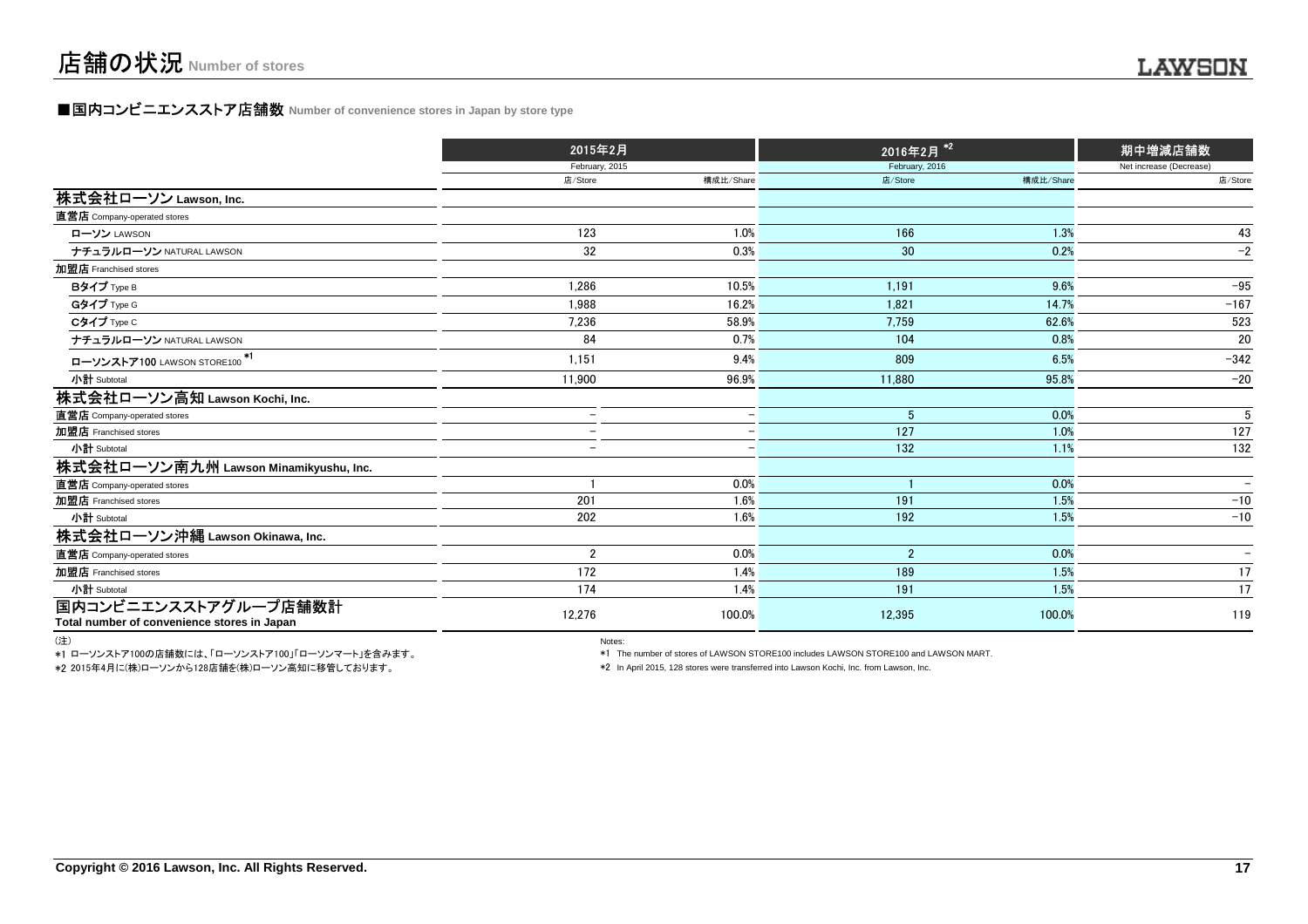# 店舗の状況 Number of stores

## ■国内コンビニエンスストア店舗数 Number of convenience stores in Japan by store type

| | 2015年2月 February, 2015 | | 2016年2月 *2 February, 2016 | | 期中増減店舗数 Net increase (Decrease) |
|---|---|---|---|---|---|
| | 店/Store | 構成比/Share | 店/Store | 構成比/Share | 店/Store |
| **株式会社ローソン Lawson, Inc.** | | | | | |
| **直営店** Company-operated stores | | | | | |
| ローソン LAWSON | 123 | 1.0% | 166 | 1.3% | 43 |
| ナチュラルローソン NATURAL LAWSON | 32 | 0.3% | 30 | 0.2% | −2 |
| **加盟店** Franchised stores | | | | | |
| Bタイプ Type B | 1,286 | 10.5% | 1,191 | 9.6% | −95 |
| Gタイプ Type G | 1,988 | 16.2% | 1,821 | 14.7% | −167 |
| Cタイプ Type C | 7,236 | 58.9% | 7,759 | 62.6% | 523 |
| ナチュラルローソン NATURAL LAWSON | 84 | 0.7% | 104 | 0.8% | 20 |
| ローソンストア100 LAWSON STORE100 *1 | 1,151 | 9.4% | 809 | 6.5% | −342 |
| 小計 Subtotal | 11,900 | 96.9% | 11,880 | 95.8% | −20 |
| **株式会社ローソン高知 Lawson Kochi, Inc.** | | | | | |
| **直営店** Company-operated stores | − | − | 5 | 0.0% | 5 |
| **加盟店** Franchised stores | − | − | 127 | 1.0% | 127 |
| 小計 Subtotal | − | − | 132 | 1.1% | 132 |
| **株式会社ローソン南九州 Lawson Minamikyushu, Inc.** | | | | | |
| **直営店** Company-operated stores | 1 | 0.0% | 1 | 0.0% | − |
| **加盟店** Franchised stores | 201 | 1.6% | 191 | 1.5% | −10 |
| 小計 Subtotal | 202 | 1.6% | 192 | 1.5% | −10 |
| **株式会社ローソン沖縄 Lawson Okinawa, Inc.** | | | | | |
| **直営店** Company-operated stores | 2 | 0.0% | 2 | 0.0% | − |
| **加盟店** Franchised stores | 172 | 1.4% | 189 | 1.5% | 17 |
| 小計 Subtotal | 174 | 1.4% | 191 | 1.5% | 17 |
| **国内コンビニエンスストアグループ店舗数計 Total number of convenience stores in Japan** | 12,276 | 100.0% | 12,395 | 100.0% | 119 |

(注)

*1 ローソンストア100の店舗数には、「ローソンストア100」「ローソンマート」を含みます。

*2 2015年4月に(株)ローソンから128店舗を(株)ローソン高知に移管しております。

Notes:

*1 The number of stores of LAWSON STORE100 includes LAWSON STORE100 and LAWSON MART.

*2 In April 2015, 128 stores were transferred into Lawson Kochi, Inc. from Lawson, Inc.

Copyright © 2016 Lawson, Inc. All Rights Reserved.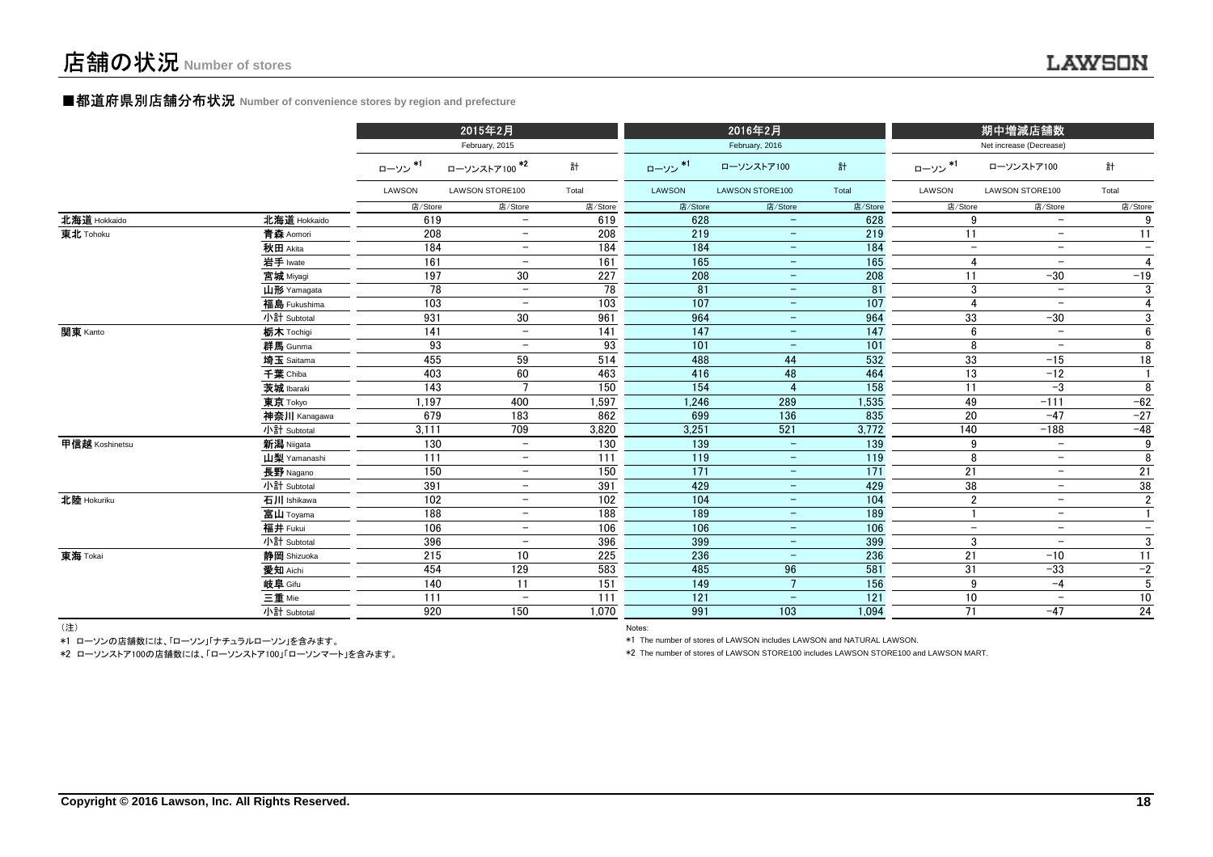# 店舗の状況 Number of stores

## ■都道府県別店舗分布状況 Number of convenience stores by region and prefecture

| | | 2015年2月 February, 2015 | | | 2016年2月 February, 2016 | | | 期中増減店舗数 Net increase (Decrease) | | |
|---|---|---|---|---|---|---|---|---|---|---|
| | | ローソン *1 LAWSON | ローソンストア100 *2 LAWSON STORE100 | 計 Total | ローソン *1 LAWSON | ローソンストア100 LAWSON STORE100 | 計 Total | ローソン *1 LAWSON | ローソンストア100 LAWSON STORE100 | 計 Total |
| | | 店/Store | 店/Store | 店/Store | 店/Store | 店/Store | 店/Store | 店/Store | 店/Store | 店/Store |
| 北海道 Hokkaido | 北海道 Hokkaido | 619 | − | 619 | 628 | − | 628 | 9 | − | 9 |
| 東北 Tohoku | 青森 Aomori | 208 | − | 208 | 219 | − | 219 | 11 | − | 11 |
| | 秋田 Akita | 184 | − | 184 | 184 | − | 184 | − | − | − |
| | 岩手 Iwate | 161 | − | 161 | 165 | − | 165 | 4 | − | 4 |
| | 宮城 Miyagi | 197 | 30 | 227 | 208 | − | 208 | 11 | −30 | −19 |
| | 山形 Yamagata | 78 | − | 78 | 81 | − | 81 | 3 | − | 3 |
| | 福島 Fukushima | 103 | − | 103 | 107 | − | 107 | 4 | − | 4 |
| | 小計 Subtotal | 931 | 30 | 961 | 964 | − | 964 | 33 | −30 | 3 |
| 関東 Kanto | 栃木 Tochigi | 141 | − | 141 | 147 | − | 147 | 6 | − | 6 |
| | 群馬 Gunma | 93 | − | 93 | 101 | − | 101 | 8 | − | 8 |
| | 埼玉 Saitama | 455 | 59 | 514 | 488 | 44 | 532 | 33 | −15 | 18 |
| | 千葉 Chiba | 403 | 60 | 463 | 416 | 48 | 464 | 13 | −12 | 1 |
| | 茨城 Ibaraki | 143 | 7 | 150 | 154 | 4 | 158 | 11 | −3 | 8 |
| | 東京 Tokyo | 1,197 | 400 | 1,597 | 1,246 | 289 | 1,535 | 49 | −111 | −62 |
| | 神奈川 Kanagawa | 679 | 183 | 862 | 699 | 136 | 835 | 20 | −47 | −27 |
| | 小計 Subtotal | 3,111 | 709 | 3,820 | 3,251 | 521 | 3,772 | 140 | −188 | −48 |
| 甲信越 Koshinetsu | 新潟 Niigata | 130 | − | 130 | 139 | − | 139 | 9 | − | 9 |
| | 山梨 Yamanashi | 111 | − | 111 | 119 | − | 119 | 8 | − | 8 |
| | 長野 Nagano | 150 | − | 150 | 171 | − | 171 | 21 | − | 21 |
| | 小計 Subtotal | 391 | − | 391 | 429 | − | 429 | 38 | − | 38 |
| 北陸 Hokuriku | 石川 Ishikawa | 102 | − | 102 | 104 | − | 104 | 2 | − | 2 |
| | 富山 Toyama | 188 | − | 188 | 189 | − | 189 | 1 | − | 1 |
| | 福井 Fukui | 106 | − | 106 | 106 | − | 106 | − | − | − |
| | 小計 Subtotal | 396 | − | 396 | 399 | − | 399 | 3 | − | 3 |
| 東海 Tokai | 静岡 Shizuoka | 215 | 10 | 225 | 236 | − | 236 | 21 | −10 | 11 |
| | 愛知 Aichi | 454 | 129 | 583 | 485 | 96 | 581 | 31 | −33 | −2 |
| | 岐阜 Gifu | 140 | 11 | 151 | 149 | 7 | 156 | 9 | −4 | 5 |
| | 三重 Mie | 111 | − | 111 | 121 | − | 121 | 10 | − | 10 |
| | 小計 Subtotal | 920 | 150 | 1,070 | 991 | 103 | 1,094 | 71 | −47 | 24 |

（注）

*1 ローソンの店舗数には、「ローソン」「ナチュラルローソン」を含みます。

*2 ローソンストア100の店舗数には、「ローソンストア100」「ローソンマート」を含みます。

Notes:

*1 The number of stores of LAWSON includes LAWSON and NATURAL LAWSON.

*2 The number of stores of LAWSON STORE100 includes LAWSON STORE100 and LAWSON MART.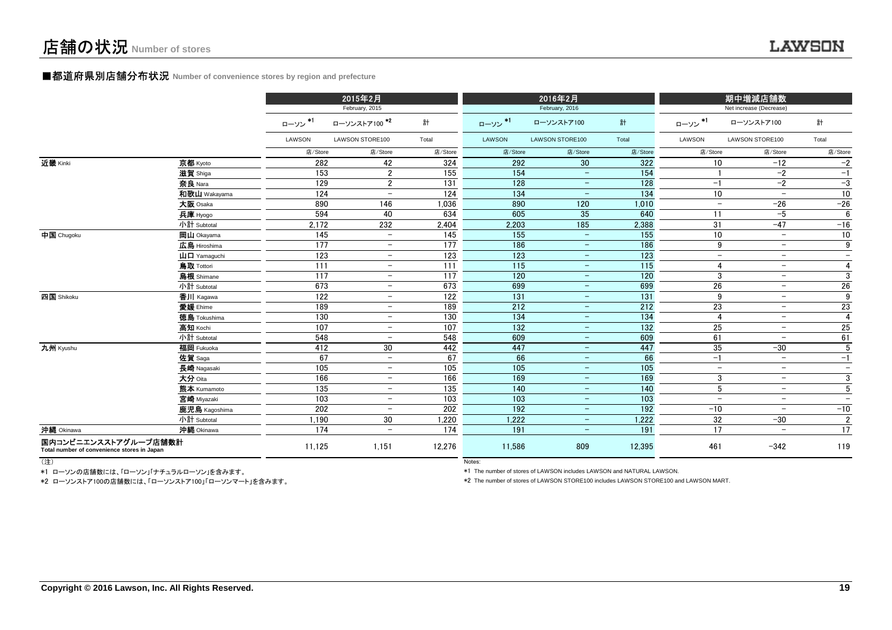# 店舗の状況 Number of stores

## ■都道府県別店舗分布状況 Number of convenience stores by region and prefecture

| | | 2015年2月 February, 2015 | | | 2016年2月 February, 2016 | | | 期中増減店舗数 Net increase (Decrease) | | |
|---|---|---|---|---|---|---|---|---|---|---|
| | | ローソン *1 LAWSON | ローソンストア100 *2 LAWSON STORE100 | 計 Total | ローソン *1 LAWSON | ローソンストア100 LAWSON STORE100 | 計 Total | ローソン *1 LAWSON | ローソンストア100 LAWSON STORE100 | 計 Total |
| | | 店/Store | 店/Store | 店/Store | 店/Store | 店/Store | 店/Store | 店/Store | 店/Store | 店/Store |
| 近畿 Kinki | 京都 Kyoto | 282 | 42 | 324 | 292 | 30 | 322 | 10 | −12 | −2 |
| | 滋賀 Shiga | 153 | 2 | 155 | 154 | − | 154 | 1 | −2 | −1 |
| | 奈良 Nara | 129 | 2 | 131 | 128 | − | 128 | −1 | −2 | −3 |
| | 和歌山 Wakayama | 124 | − | 124 | 134 | − | 134 | 10 | − | 10 |
| | 大阪 Osaka | 890 | 146 | 1,036 | 890 | 120 | 1,010 | − | −26 | −26 |
| | 兵庫 Hyogo | 594 | 40 | 634 | 605 | 35 | 640 | 11 | −5 | 6 |
| | 小計 Subtotal | 2,172 | 232 | 2,404 | 2,203 | 185 | 2,388 | 31 | −47 | −16 |
| 中国 Chugoku | 岡山 Okayama | 145 | − | 145 | 155 | − | 155 | 10 | − | 10 |
| | 広島 Hiroshima | 177 | − | 177 | 186 | − | 186 | 9 | − | 9 |
| | 山口 Yamaguchi | 123 | − | 123 | 123 | − | 123 | − | − | − |
| | 鳥取 Tottori | 111 | − | 111 | 115 | − | 115 | 4 | − | 4 |
| | 島根 Shimane | 117 | − | 117 | 120 | − | 120 | 3 | − | 3 |
| | 小計 Subtotal | 673 | − | 673 | 699 | − | 699 | 26 | − | 26 |
| 四国 Shikoku | 香川 Kagawa | 122 | − | 122 | 131 | − | 131 | 9 | − | 9 |
| | 愛媛 Ehime | 189 | − | 189 | 212 | − | 212 | 23 | − | 23 |
| | 徳島 Tokushima | 130 | − | 130 | 134 | − | 134 | 4 | − | 4 |
| | 高知 Kochi | 107 | − | 107 | 132 | − | 132 | 25 | − | 25 |
| | 小計 Subtotal | 548 | − | 548 | 609 | − | 609 | 61 | − | 61 |
| 九州 Kyushu | 福岡 Fukuoka | 412 | 30 | 442 | 447 | − | 447 | 35 | −30 | 5 |
| | 佐賀 Saga | 67 | − | 67 | 66 | − | 66 | −1 | − | −1 |
| | 長崎 Nagasaki | 105 | − | 105 | 105 | − | 105 | − | − | − |
| | 大分 Oita | 166 | − | 166 | 169 | − | 169 | 3 | − | 3 |
| | 熊本 Kumamoto | 135 | − | 135 | 140 | − | 140 | 5 | − | 5 |
| | 宮崎 Miyazaki | 103 | − | 103 | 103 | − | 103 | − | − | − |
| | 鹿児島 Kagoshima | 202 | − | 202 | 192 | − | 192 | −10 | − | −10 |
| | 小計 Subtotal | 1,190 | 30 | 1,220 | 1,222 | − | 1,222 | 32 | −30 | 2 |
| 沖縄 Okinawa | 沖縄 Okinawa | 174 | − | 174 | 191 | − | 191 | 17 | − | 17 |
| 国内コンビニエンスストアグループ店舗数計 Total number of convenience stores in Japan | | 11,125 | 1,151 | 12,276 | 11,586 | 809 | 12,395 | 461 | −342 | 119 |

（注）

*1 ローソンの店舗数には、「ローソン」「ナチュラルローソン」を含みます。

*2 ローソンストア100の店舗数には、「ローソンストア100」「ローソンマート」を含みます。

Notes:

*1 The number of stores of LAWSON includes LAWSON and NATURAL LAWSON.

*2 The number of stores of LAWSON STORE100 includes LAWSON STORE100 and LAWSON MART.

Copyright © 2016 Lawson, Inc. All Rights Reserved.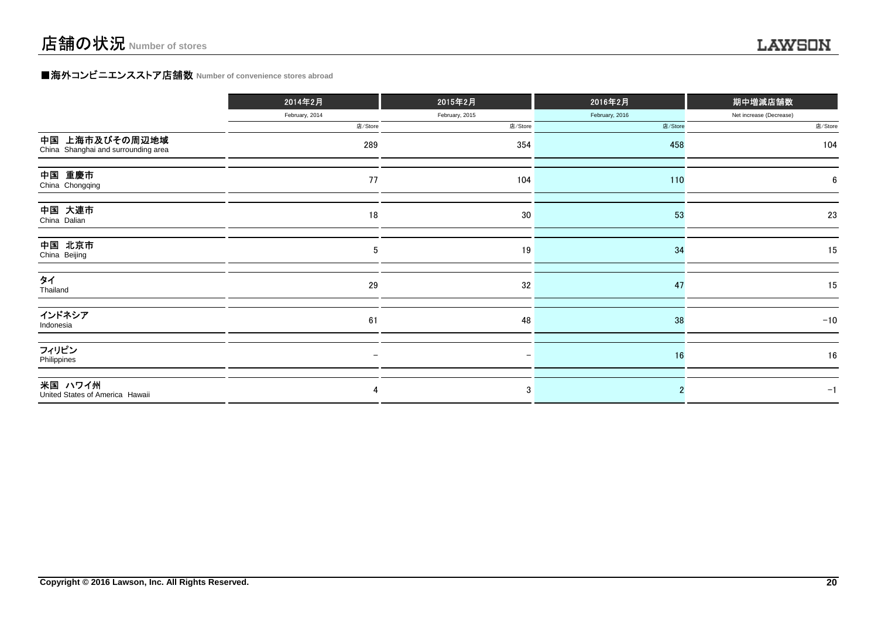# 店舗の状況 Number of stores

## ■海外コンビニエンスストア店舗数 Number of convenience stores abroad

| | 2014年2月 February, 2014 | 2015年2月 February, 2015 | 2016年2月 February, 2016 | 期中増減店舗数 Net increase (Decrease) |
|---|---|---|---|---|
| | 店/Store | 店/Store | 店/Store | 店/Store |
| 中国 上海市及びその周辺地域 China Shanghai and surrounding area | 289 | 354 | 458 | 104 |
| 中国 重慶市 China Chongqing | 77 | 104 | 110 | 6 |
| 中国 大連市 China Dalian | 18 | 30 | 53 | 23 |
| 中国 北京市 China Beijing | 5 | 19 | 34 | 15 |
| タイ Thailand | 29 | 32 | 47 | 15 |
| インドネシア Indonesia | 61 | 48 | 38 | −10 |
| フィリピン Philippines | − | − | 16 | 16 |
| 米国 ハワイ州 United States of America Hawaii | 4 | 3 | 2 | −1 |

Copyright © 2016 Lawson, Inc. All Rights Reserved.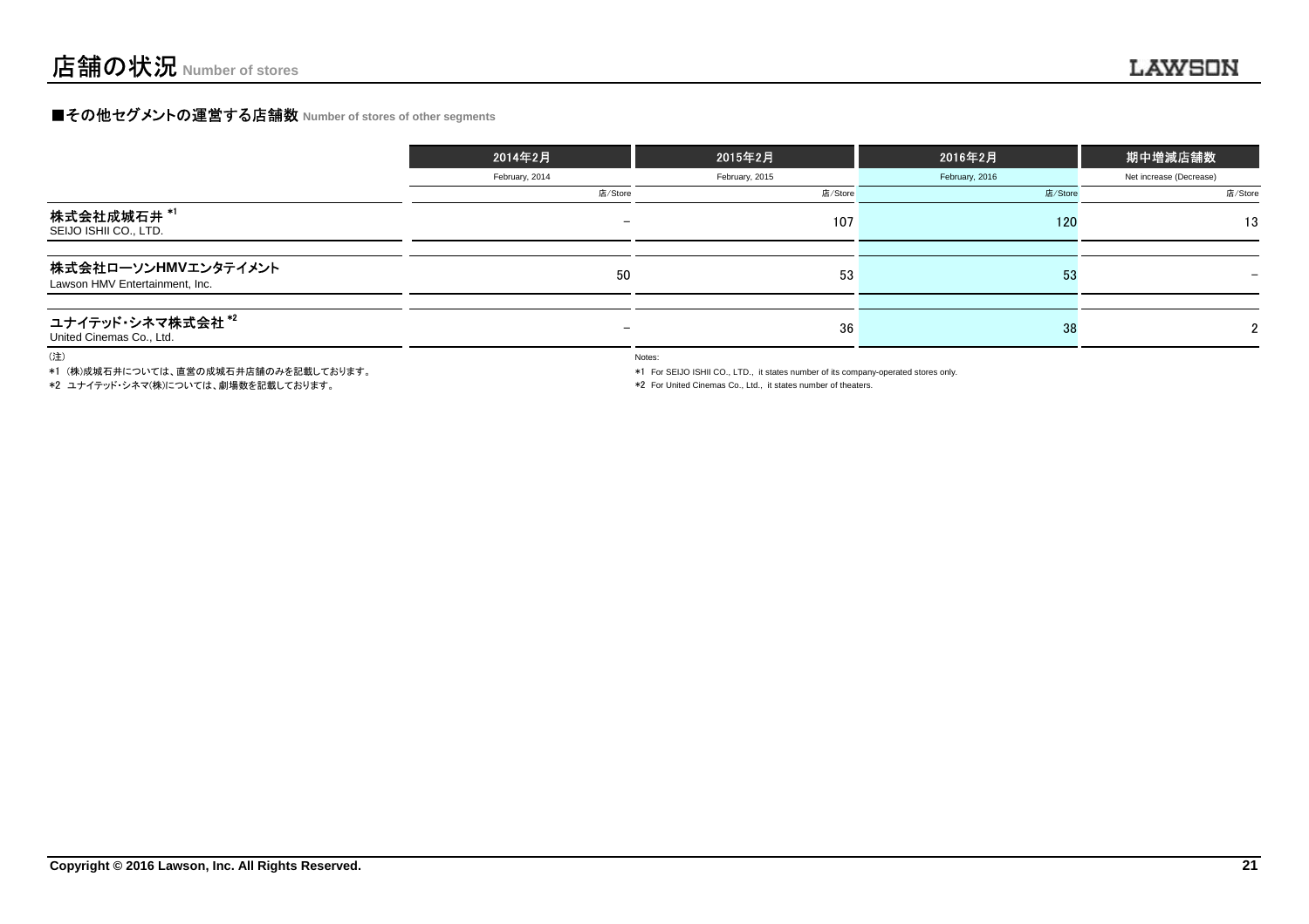# 店舗の状況 Number of stores

## ■その他セグメントの運営する店舗数 Number of stores of other segments

| | 2014年2月 | 2015年2月 | 2016年2月 | 期中増減店舗数 |
|---|---|---|---|---|
| | February, 2014 | February, 2015 | February, 2016 | Net increase (Decrease) |
| | 店/Store | 店/Store | 店/Store | 店/Store |
| 株式会社成城石井 *1<br>SEIJO ISHII CO., LTD. | − | 107 | 120 | 13 |
| 株式会社ローソンHMVエンタテイメント<br>Lawson HMV Entertainment, Inc. | 50 | 53 | 53 | − |
| ユナイテッド・シネマ株式会社 *2<br>United Cinemas Co., Ltd. | − | 36 | 38 | 2 |

(注)

*1 (株)成城石井については、直営の成城石井店舗のみを記載しております。

*2 ユナイテッド・シネマ(株)については、劇場数を記載しております。

Notes:

*1 For SEIJO ISHII CO., LTD., it states number of its company-operated stores only.

*2 For United Cinemas Co., Ltd., it states number of theaters.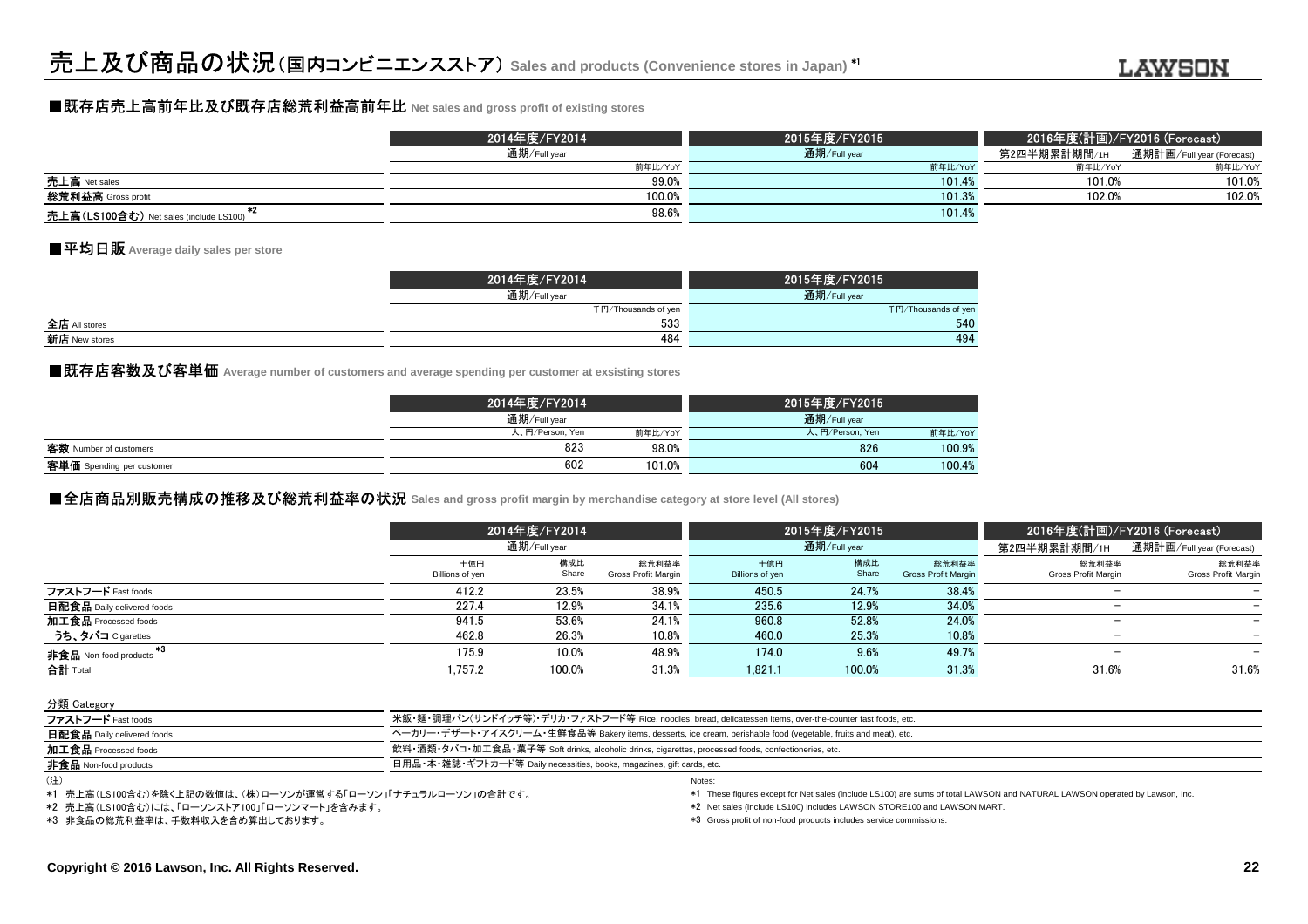# 売上及び商品の状況（国内コンビニエンスストア） Sales and products (Convenience stores in Japan) *1

## ■既存店売上高前年比及び既存店総荒利益高前年比 Net sales and gross profit of existing stores

| | 2014年度/FY2014 | 2015年度/FY2015 | 2016年度(計画)/FY2016 (Forecast) | |
|---|---|---|---|---|
| | 通期/Full year | 通期/Full year | 第2四半期累計期間/1H | 通期計画/Full year (Forecast) |
| | 前年比/YoY | 前年比/YoY | 前年比/YoY | 前年比/YoY |
| 売上高 Net sales | 99.0% | 101.4% | 101.0% | 101.0% |
| 総荒利益高 Gross profit | 100.0% | 101.3% | 102.0% | 102.0% |
| 売上高(LS100含む) Net sales (include LS100) *2 | 98.6% | 101.4% | | |

## ■平均日販 Average daily sales per store

| | 2014年度/FY2014 | 2015年度/FY2015 |
|---|---|---|
| | 通期/Full year | 通期/Full year |
| | 千円/Thousands of yen | 千円/Thousands of yen |
| 全店 All stores | 533 | 540 |
| 新店 New stores | 484 | 494 |

## ■既存店客数及び客単価 Average number of customers and average spending per customer at exsisting stores

| | 2014年度/FY2014 | | 2015年度/FY2015 | |
|---|---|---|---|---|
| | 通期/Full year | | 通期/Full year | |
| | 人、円/Person, Yen | 前年比/YoY | 人、円/Person, Yen | 前年比/YoY |
| 客数 Number of customers | 823 | 98.0% | 826 | 100.9% |
| 客単価 Spending per customer | 602 | 101.0% | 604 | 100.4% |

## ■全店商品別販売構成の推移及び総荒利益率の状況 Sales and gross profit margin by merchandise category at store level (All stores)

| | 2014年度/FY2014 | | | 2015年度/FY2015 | | | 2016年度(計画)/FY2016 (Forecast) | |
|---|---|---|---|---|---|---|---|---|
| | 通期/Full year | | | 通期/Full year | | | 第2四半期累計期間/1H | 通期計画/Full year (Forecast) |
| | 十億円 Billions of yen | 構成比 Share | 総荒利益率 Gross Profit Margin | 十億円 Billions of yen | 構成比 Share | 総荒利益率 Gross Profit Margin | 総荒利益率 Gross Profit Margin | 総荒利益率 Gross Profit Margin |
| ファストフード Fast foods | 412.2 | 23.5% | 38.9% | 450.5 | 24.7% | 38.4% | − | − |
| 日配食品 Daily delivered foods | 227.4 | 12.9% | 34.1% | 235.6 | 12.9% | 34.0% | − | − |
| 加工食品 Processed foods | 941.5 | 53.6% | 24.1% | 960.8 | 52.8% | 24.0% | − | − |
| うち、タバコ Cigarettes | 462.8 | 26.3% | 10.8% | 460.0 | 25.3% | 10.8% | − | − |
| 非食品 Non-food products *3 | 175.9 | 10.0% | 48.9% | 174.0 | 9.6% | 49.7% | − | − |
| 合計 Total | 1,757.2 | 100.0% | 31.3% | 1,821.1 | 100.0% | 31.3% | 31.6% | 31.6% |

分類 Category

| | |
|---|---|
| ファストフード Fast foods | 米飯・麺・調理パン(サンドイッチ等)・デリカ・ファストフード等 Rice, noodles, bread, delicatessen items, over-the-counter fast foods, etc. |
| 日配食品 Daily delivered foods | ベーカリー・デザート・アイスクリーム・生鮮食品等 Bakery items, desserts, ice cream, perishable food (vegetable, fruits and meat), etc. |
| 加工食品 Processed foods | 飲料・酒類・タバコ・加工食品・菓子等 Soft drinks, alcoholic drinks, cigarettes, processed foods, confectioneries, etc. |
| 非食品 Non-food products | 日用品・本・雑誌・ギフトカード等 Daily necessities, books, magazines, gift cards, etc. |

(注)

*1 売上高(LS100含む)を除く上記の数値は、(株)ローソンが運営する「ローソン」「ナチュラルローソン」の合計です。

*2 売上高(LS100含む)には、「ローソンストア100」「ローソンマート」を含みます。

*3 非食品の総荒利益率は、手数料収入を含め算出しております。

Notes:

*1 These figures except for Net sales (include LS100) are sums of total LAWSON and NATURAL LAWSON operated by Lawson, Inc.

*2 Net sales (include LS100) includes LAWSON STORE100 and LAWSON MART.

*3 Gross profit of non-food products includes service commissions.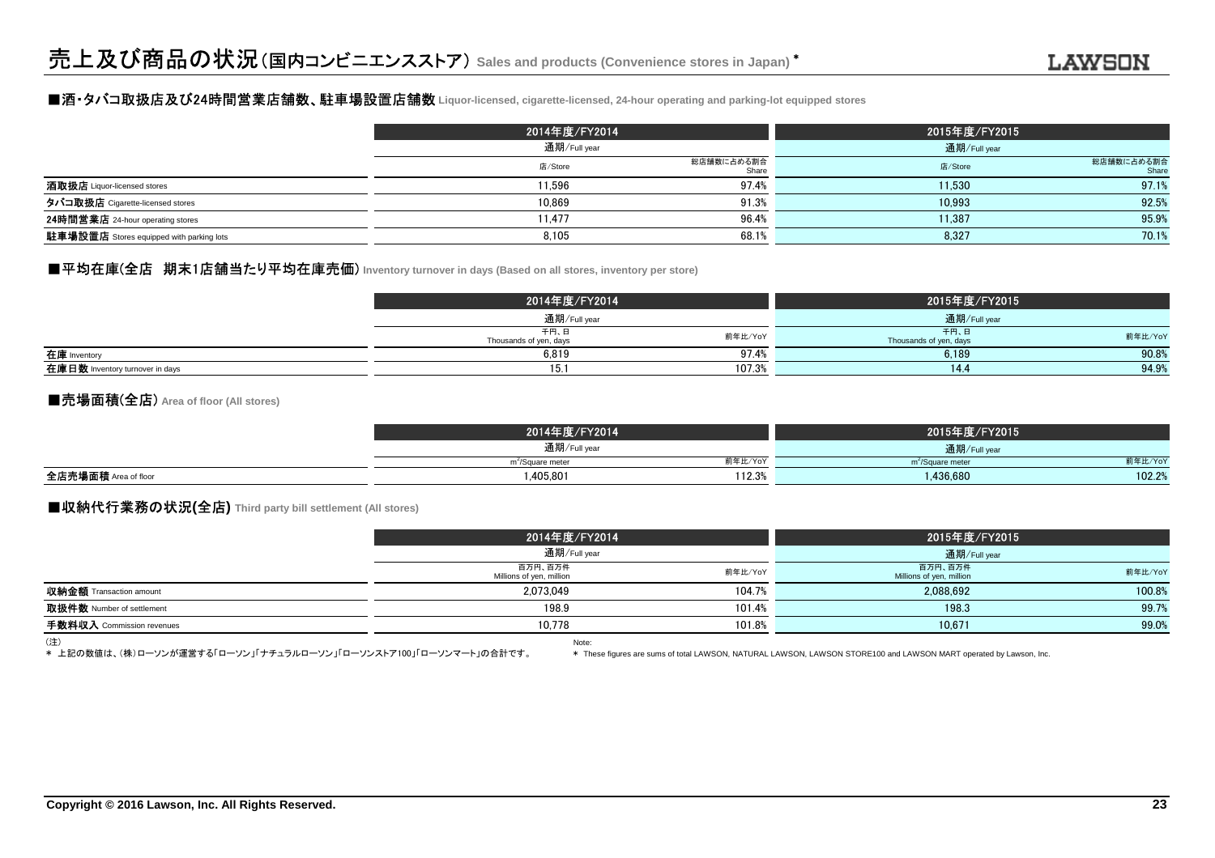# 売上及び商品の状況（国内コンビニエンスストア） Sales and products (Convenience stores in Japan) *

## ■酒・タバコ取扱店及び24時間営業店舗数、駐車場設置店舗数 Liquor-licensed, cigarette-licensed, 24-hour operating and parking-lot equipped stores

| | 2014年度/FY2014 | | 2015年度/FY2015 | |
|---|---|---|---|---|
| | 通期/Full year | | 通期/Full year | |
| | 店/Store | 総店舗数に占める割合 Share | 店/Store | 総店舗数に占める割合 Share |
| 酒取扱店 Liquor-licensed stores | 11,596 | 97.4% | 11,530 | 97.1% |
| タバコ取扱店 Cigarette-licensed stores | 10,869 | 91.3% | 10,993 | 92.5% |
| 24時間営業店 24-hour operating stores | 11,477 | 96.4% | 11,387 | 95.9% |
| 駐車場設置店 Stores equipped with parking lots | 8,105 | 68.1% | 8,327 | 70.1% |

## ■平均在庫(全店　期末1店舗当たり平均在庫売価) Inventory turnover in days (Based on all stores, inventory per store)

| | 2014年度/FY2014 | | 2015年度/FY2015 | |
|---|---|---|---|---|
| | 通期/Full year | | 通期/Full year | |
| | 千円、日 Thousands of yen, days | 前年比/YoY | 千円、日 Thousands of yen, days | 前年比/YoY |
| 在庫 Inventory | 6,819 | 97.4% | 6,189 | 90.8% |
| 在庫日数 Inventory turnover in days | 15.1 | 107.3% | 14.4 | 94.9% |

## ■売場面積(全店) Area of floor (All stores)

| | 2014年度/FY2014 | | 2015年度/FY2015 | |
|---|---|---|---|---|
| | 通期/Full year | | 通期/Full year | |
| | m²/Square meter | 前年比/YoY | m²/Square meter | 前年比/YoY |
| 全店売場面積 Area of floor | 1,405,801 | 112.3% | 1,436,680 | 102.2% |

## ■収納代行業務の状況(全店) Third party bill settlement (All stores)

| | 2014年度/FY2014 | | 2015年度/FY2015 | |
|---|---|---|---|---|
| | 通期/Full year | | 通期/Full year | |
| | 百万円、百万件 Millions of yen, million | 前年比/YoY | 百万円、百万件 Millions of yen, million | 前年比/YoY |
| 収納金額 Transaction amount | 2,073,049 | 104.7% | 2,088,692 | 100.8% |
| 取扱件数 Number of settlement | 198.9 | 101.4% | 198.3 | 99.7% |
| 手数料収入 Commission revenues | 10,778 | 101.8% | 10,671 | 99.0% |

(注)
* 上記の数値は、(株)ローソンが運営する「ローソン」「ナチュラルローソン」「ローソンストア100」「ローソンマート」の合計です。

Note:
* These figures are sums of total LAWSON, NATURAL LAWSON, LAWSON STORE100 and LAWSON MART operated by Lawson, Inc.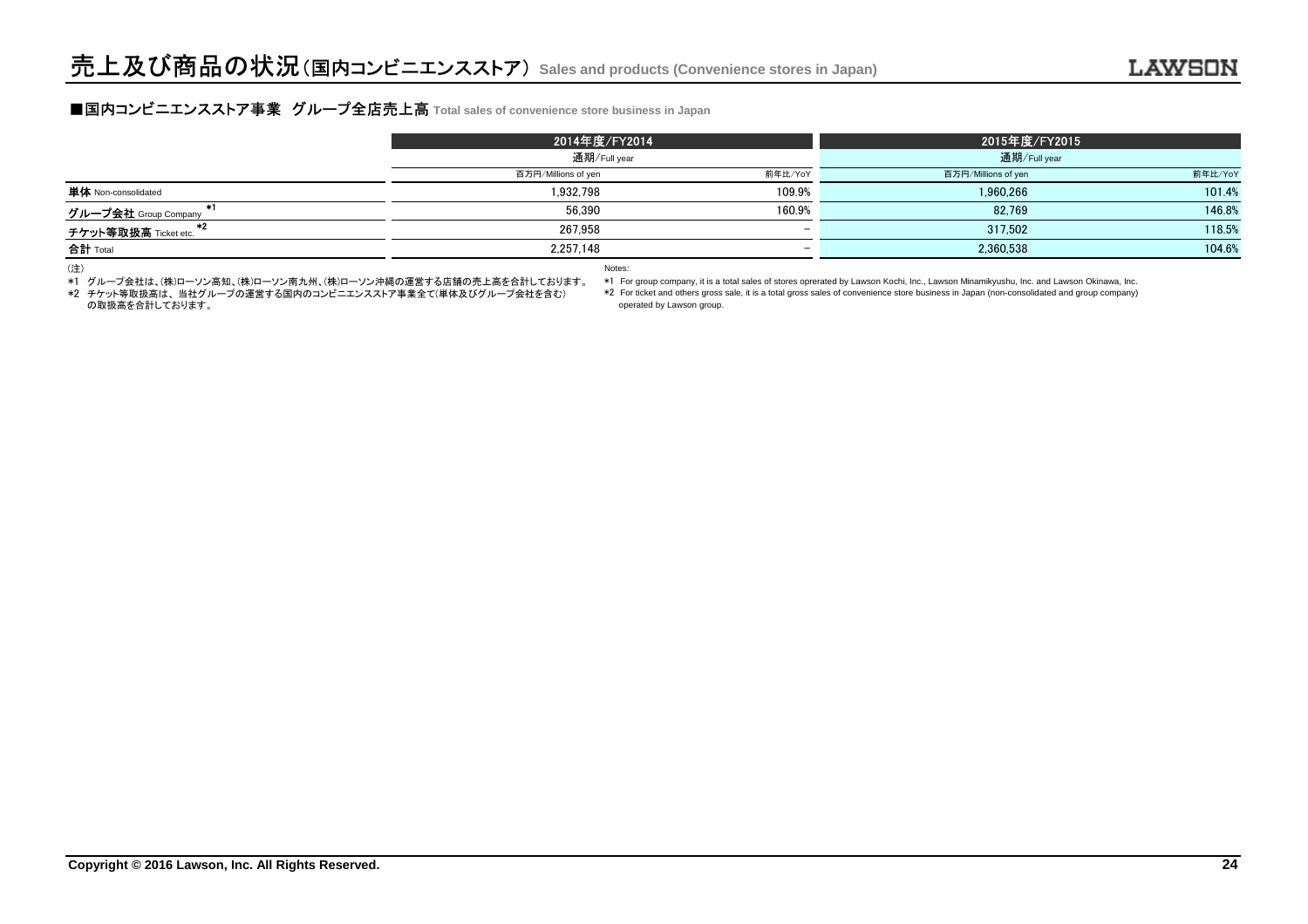# 売上及び商品の状況（国内コンビニエンスストア） Sales and products (Convenience stores in Japan)

## ■国内コンビニエンスストア事業　グループ全店売上高 Total sales of convenience store business in Japan

| | 2014年度/FY2014 | | 2015年度/FY2015 | |
|---|---|---|---|---|
| | 通期/Full year | | 通期/Full year | |
| | 百万円/Millions of yen | 前年比/YoY | 百万円/Millions of yen | 前年比/YoY |
| 単体 Non-consolidated | 1,932,798 | 109.9% | 1,960,266 | 101.4% |
| グループ会社 Group Company *1 | 56,390 | 160.9% | 82,769 | 146.8% |
| チケット等取扱高 Ticket etc. *2 | 267,958 | – | 317,502 | 118.5% |
| 合計 Total | 2,257,148 | – | 2,360,538 | 104.6% |

（注）
*1 グループ会社は、(株)ローソン高知、(株)ローソン南九州、(株)ローソン沖縄の運営する店舗の売上高を合計しております。
*2 チケット等取扱高は、当社グループの運営する国内のコンビニエンスストア事業全て(単体及びグループ会社を含む)の取扱高を合計しております。

Notes:
*1 For group company, it is a total sales of stores oprerated by Lawson Kochi, Inc., Lawson Minamikyushu, Inc. and Lawson Okinawa, Inc.
*2 For ticket and others gross sale, it is a total gross sales of convenience store business in Japan (non-consolidated and group company) operated by Lawson group.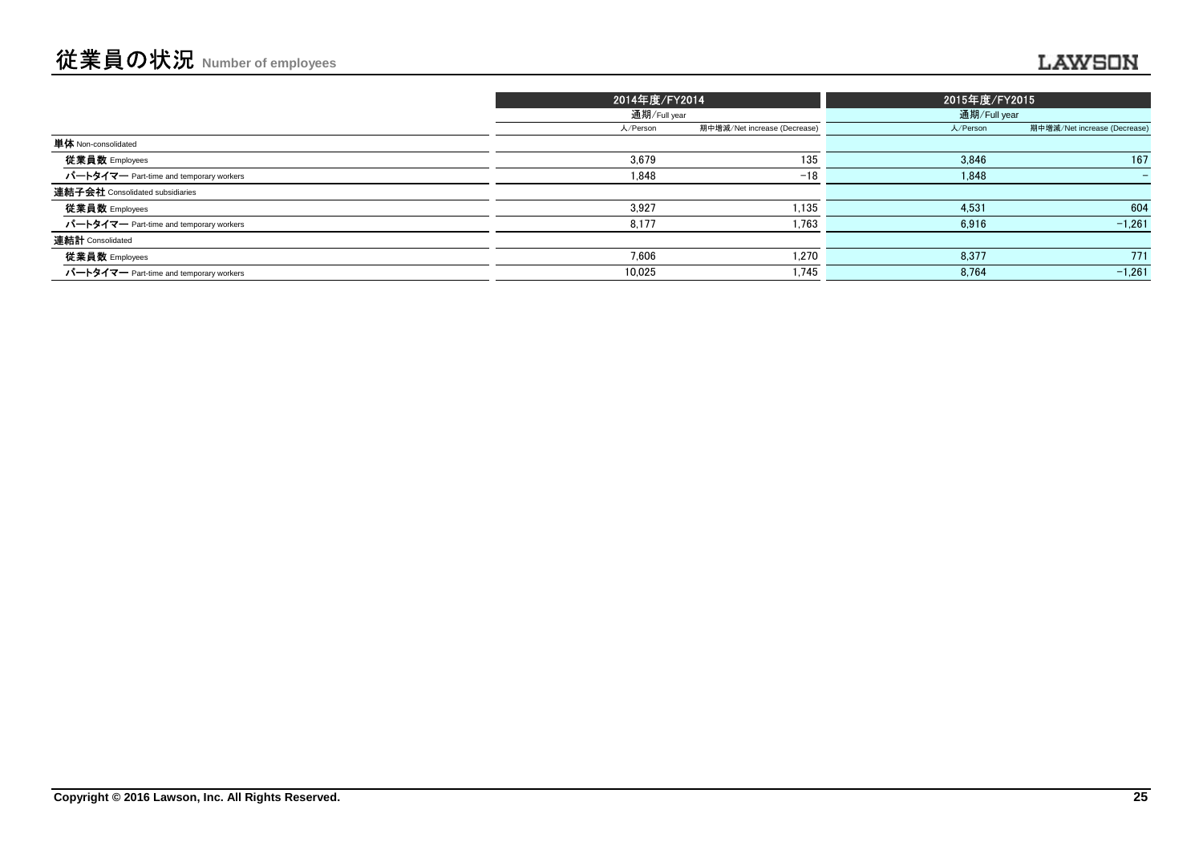# 従業員の状況 Number of employees

| | 2014年度/FY2014 | | 2015年度/FY2015 | |
|---|---|---|---|---|
| | 通期/Full year | | 通期/Full year | |
| | 人/Person | 期中増減/Net increase (Decrease) | 人/Person | 期中増減/Net increase (Decrease) |
| **単体** Non-consolidated | | | | |
| **従業員数** Employees | 3,679 | 135 | 3,846 | 167 |
| **パートタイマー** Part-time and temporary workers | 1,848 | −18 | 1,848 | − |
| **連結子会社** Consolidated subsidiaries | | | | |
| **従業員数** Employees | 3,927 | 1,135 | 4,531 | 604 |
| **パートタイマー** Part-time and temporary workers | 8,177 | 1,763 | 6,916 | −1,261 |
| **連結計** Consolidated | | | | |
| **従業員数** Employees | 7,606 | 1,270 | 8,377 | 771 |
| **パートタイマー** Part-time and temporary workers | 10,025 | 1,745 | 8,764 | −1,261 |

Copyright © 2016 Lawson, Inc. All Rights Reserved.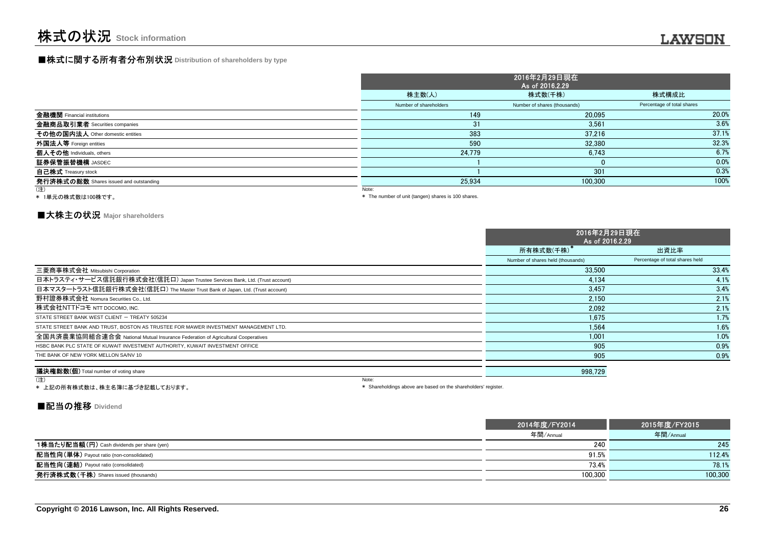# 株式の状況 Stock information

## ■株式に関する所有者分布別状況 Distribution of shareholders by type

| | 2016年2月29日現在 As of 2016.2.29 | | |
|---|---|---|---|
| | 株主数(人) Number of shareholders | 株式数(千株) Number of shares (thousands) | 株式構成比 Percentage of total shares |
| **金融機関** Financial institutions | 149 | 20,095 | 20.0% |
| **金融商品取引業者** Securities companies | 31 | 3,561 | 3.6% |
| **その他の国内法人** Other domestic entities | 383 | 37,216 | 37.1% |
| **外国法人等** Foreign entities | 590 | 32,380 | 32.3% |
| **個人その他** Individuals, others | 24,779 | 6,743 | 6.7% |
| **証券保管振替機構** JASDEC | 1 | 0 | 0.0% |
| **自己株式** Treasury stock | 1 | 301 | 0.3% |
| **発行済株式の総数** Shares issued and outstanding | 25,934 | 100,300 | 100% |

(注)
＊ 1単元の株式数は100株です。

Note:
＊ The number of unit (tangen) shares is 100 shares.

## ■大株主の状況 Major shareholders

| | 2016年2月29日現在 As of 2016.2.29 | |
|---|---|---|
| | 所有株式数(千株)* Number of shares held (thousands) | 出資比率 Percentage of total shares held |
| 三菱商事株式会社 Mitsubishi Corporation | 33,500 | 33.4% |
| 日本トラスティ・サービス信託銀行株式会社(信託口) Japan Trustee Services Bank, Ltd. (Trust account) | 4,134 | 4.1% |
| 日本マスタートラスト信託銀行株式会社(信託口) The Master Trust Bank of Japan, Ltd. (Trust account) | 3,457 | 3.4% |
| 野村證券株式会社 Nomura Securities Co., Ltd. | 2,150 | 2.1% |
| 株式会社NTTドコモ NTT DOCOMO, INC. | 2,092 | 2.1% |
| STATE STREET BANK WEST CLIENT － TREATY 505234 | 1,675 | 1.7% |
| STATE STREET BANK AND TRUST, BOSTON AS TRUSTEE FOR MAWER INVESTMENT MANAGEMENT LTD. | 1,564 | 1.6% |
| 全国共済農業協同組合連合会 National Mutual Insurance Federation of Agricultural Cooperatives | 1,001 | 1.0% |
| HSBC BANK PLC STATE OF KUWAIT INVESTMENT AUTHORITY, KUWAIT INVESTMENT OFFICE | 905 | 0.9% |
| THE BANK OF NEW YORK MELLON SA/NV 10 | 905 | 0.9% |
| **議決権総数(個)** Total number of voting share | 998,729 | |

(注)
＊ 上記の所有株式数は、株主名簿に基づき記載しております。

Note:
＊ Shareholdings above are based on the shareholders' register.

## ■配当の推移 Dividend

| | 2014年度/FY2014 | 2015年度/FY2015 |
|---|---|---|
| | 年間/Annual | 年間/Annual |
| **1株当たり配当額(円)** Cash dividends per share (yen) | 240 | 245 |
| **配当性向(単体)** Payout ratio (non-consolidated) | 91.5% | 112.4% |
| **配当性向(連結)** Payout ratio (consolidated) | 73.4% | 78.1% |
| **発行済株式数(千株)** Shares issued (thousands) | 100,300 | 100,300 |

**Copyright © 2016 Lawson, Inc. All Rights Reserved.**